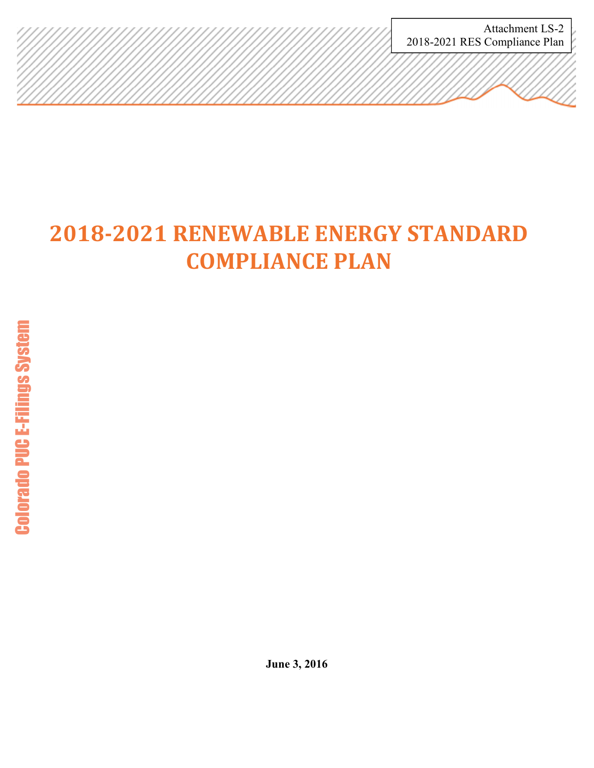Attachment LS-2
2018-2021 RES Compliance Plan

# 2018-2021 RENEWABLE ENERGY STANDARD COMPLIANCE PLAN

**June 3, 2016**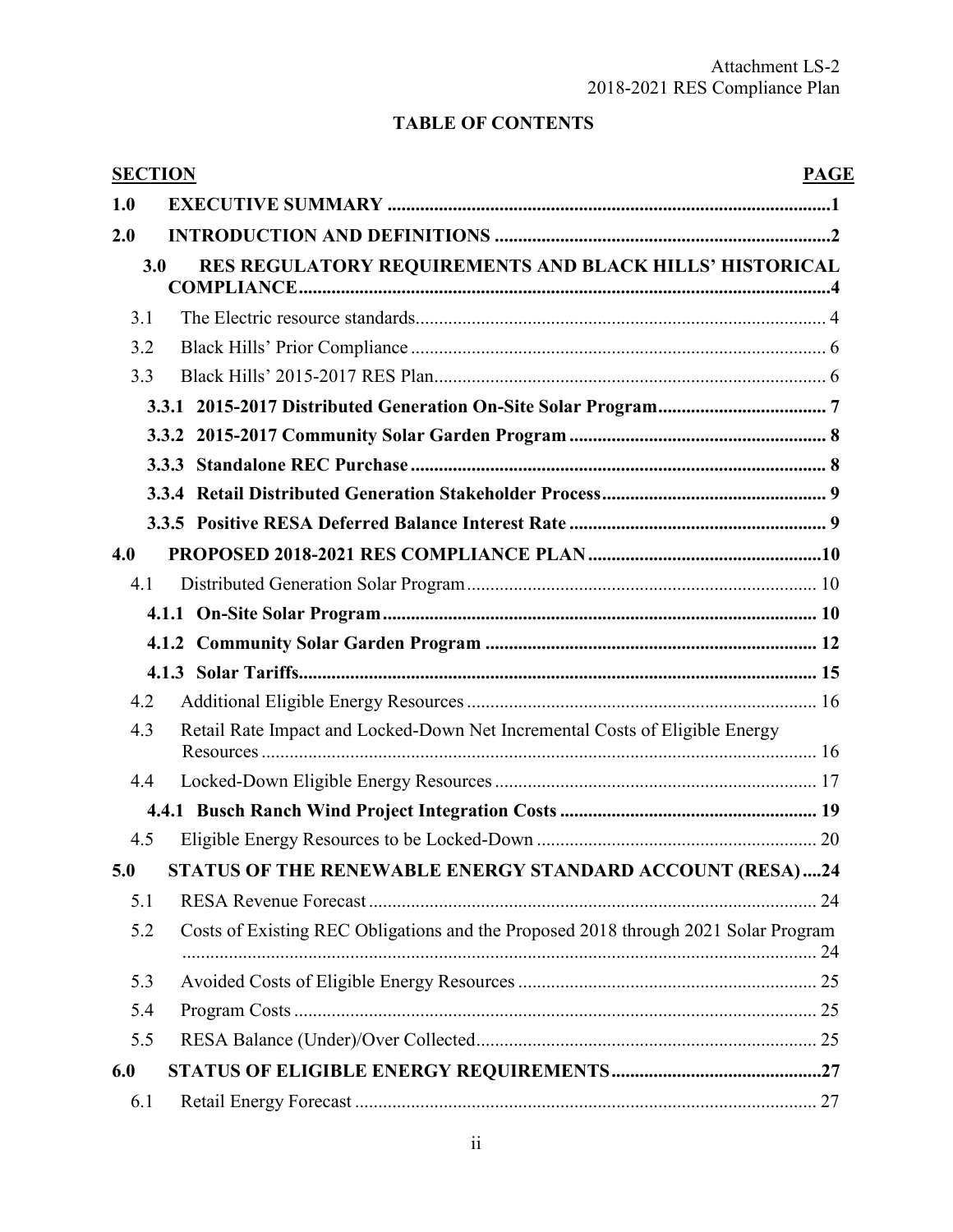# TABLE OF CONTENTS

| SECTION | | PAGE |
|---|---|---|
| **1.0** | **EXECUTIVE SUMMARY** | **1** |
| **2.0** | **INTRODUCTION AND DEFINITIONS** | **2** |
| **3.0** | **RES REGULATORY REQUIREMENTS AND BLACK HILLS' HISTORICAL COMPLIANCE** | **4** |
| 3.1 | The Electric resource standards | 4 |
| 3.2 | Black Hills' Prior Compliance | 6 |
| 3.3 | Black Hills' 2015-2017 RES Plan | 6 |
| **3.3.1** | **2015-2017 Distributed Generation On-Site Solar Program** | **7** |
| **3.3.2** | **2015-2017 Community Solar Garden Program** | **8** |
| **3.3.3** | **Standalone REC Purchase** | **8** |
| **3.3.4** | **Retail Distributed Generation Stakeholder Process** | **9** |
| **3.3.5** | **Positive RESA Deferred Balance Interest Rate** | **9** |
| **4.0** | **PROPOSED 2018-2021 RES COMPLIANCE PLAN** | **10** |
| 4.1 | Distributed Generation Solar Program | 10 |
| **4.1.1** | **On-Site Solar Program** | **10** |
| **4.1.2** | **Community Solar Garden Program** | **12** |
| **4.1.3** | **Solar Tariffs** | **15** |
| 4.2 | Additional Eligible Energy Resources | 16 |
| 4.3 | Retail Rate Impact and Locked-Down Net Incremental Costs of Eligible Energy Resources | 16 |
| 4.4 | Locked-Down Eligible Energy Resources | 17 |
| **4.4.1** | **Busch Ranch Wind Project Integration Costs** | **19** |
| 4.5 | Eligible Energy Resources to be Locked-Down | 20 |
| **5.0** | **STATUS OF THE RENEWABLE ENERGY STANDARD ACCOUNT (RESA)** | **24** |
| 5.1 | RESA Revenue Forecast | 24 |
| 5.2 | Costs of Existing REC Obligations and the Proposed 2018 through 2021 Solar Program | 24 |
| 5.3 | Avoided Costs of Eligible Energy Resources | 25 |
| 5.4 | Program Costs | 25 |
| 5.5 | RESA Balance (Under)/Over Collected | 25 |
| **6.0** | **STATUS OF ELIGIBLE ENERGY REQUIREMENTS** | **27** |
| 6.1 | Retail Energy Forecast | 27 |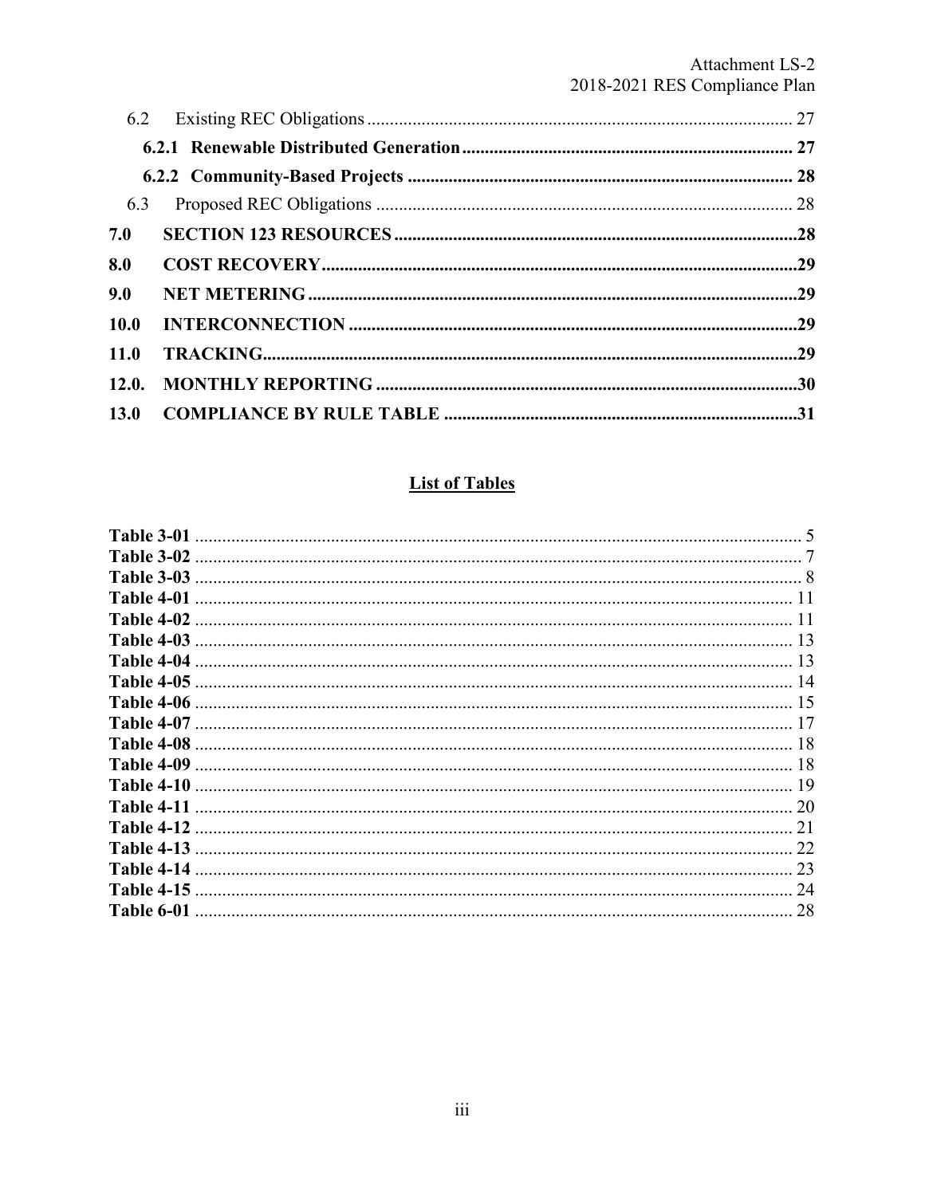6.2 Existing REC Obligations ............................................................................................ 27

**6.2.1 Renewable Distributed Generation ........................................................................ 27**

**6.2.2 Community-Based Projects .................................................................................... 28**

6.3 Proposed REC Obligations ............................................................................................ 28

**7.0 SECTION 123 RESOURCES ........................................................................................28**

**8.0 COST RECOVERY ........................................................................................................29**

**9.0 NET METERING ...........................................................................................................29**

**10.0 INTERCONNECTION ..................................................................................................29**

**11.0 TRACKING.....................................................................................................................29**

**12.0. MONTHLY REPORTING ............................................................................................30**

**13.0 COMPLIANCE BY RULE TABLE .............................................................................31**

## List of Tables

**Table 3-01** .................................................................................................................... 5
**Table 3-02** .................................................................................................................... 7
**Table 3-03** .................................................................................................................... 8
**Table 4-01** .................................................................................................................... 11
**Table 4-02** .................................................................................................................... 11
**Table 4-03** .................................................................................................................... 13
**Table 4-04** .................................................................................................................... 13
**Table 4-05** .................................................................................................................... 14
**Table 4-06** .................................................................................................................... 15
**Table 4-07** .................................................................................................................... 17
**Table 4-08** .................................................................................................................... 18
**Table 4-09** .................................................................................................................... 18
**Table 4-10** .................................................................................................................... 19
**Table 4-11** .................................................................................................................... 20
**Table 4-12** .................................................................................................................... 21
**Table 4-13** .................................................................................................................... 22
**Table 4-14** .................................................................................................................... 23
**Table 4-15** .................................................................................................................... 24
**Table 6-01** .................................................................................................................... 28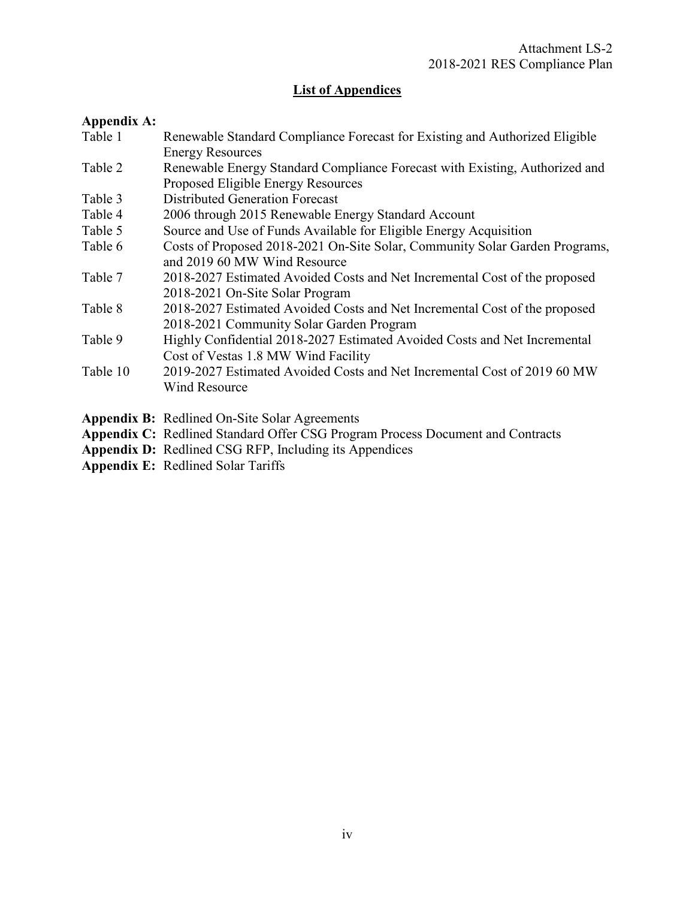## List of Appendices

**Appendix A:**

| | |
|---|---|
| Table 1 | Renewable Standard Compliance Forecast for Existing and Authorized Eligible Energy Resources |
| Table 2 | Renewable Energy Standard Compliance Forecast with Existing, Authorized and Proposed Eligible Energy Resources |
| Table 3 | Distributed Generation Forecast |
| Table 4 | 2006 through 2015 Renewable Energy Standard Account |
| Table 5 | Source and Use of Funds Available for Eligible Energy Acquisition |
| Table 6 | Costs of Proposed 2018-2021 On-Site Solar, Community Solar Garden Programs, and 2019 60 MW Wind Resource |
| Table 7 | 2018-2027 Estimated Avoided Costs and Net Incremental Cost of the proposed 2018-2021 On-Site Solar Program |
| Table 8 | 2018-2027 Estimated Avoided Costs and Net Incremental Cost of the proposed 2018-2021 Community Solar Garden Program |
| Table 9 | Highly Confidential 2018-2027 Estimated Avoided Costs and Net Incremental Cost of Vestas 1.8 MW Wind Facility |
| Table 10 | 2019-2027 Estimated Avoided Costs and Net Incremental Cost of 2019 60 MW Wind Resource |

**Appendix B:** Redlined On-Site Solar Agreements

**Appendix C:** Redlined Standard Offer CSG Program Process Document and Contracts

**Appendix D:** Redlined CSG RFP, Including its Appendices

**Appendix E:** Redlined Solar Tariffs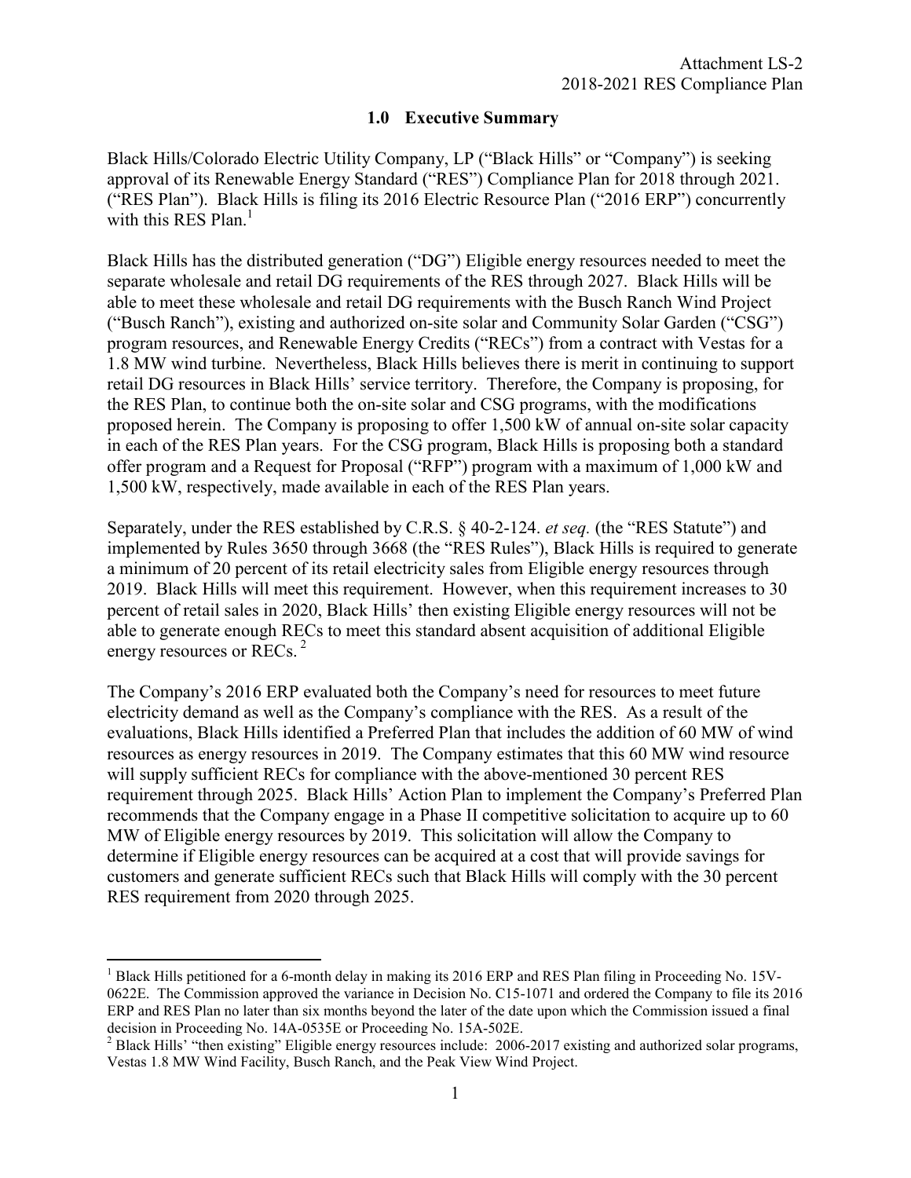## 1.0 Executive Summary

Black Hills/Colorado Electric Utility Company, LP ("Black Hills" or "Company") is seeking approval of its Renewable Energy Standard ("RES") Compliance Plan for 2018 through 2021. ("RES Plan"). Black Hills is filing its 2016 Electric Resource Plan ("2016 ERP") concurrently with this RES Plan.[1]

Black Hills has the distributed generation ("DG") Eligible energy resources needed to meet the separate wholesale and retail DG requirements of the RES through 2027. Black Hills will be able to meet these wholesale and retail DG requirements with the Busch Ranch Wind Project ("Busch Ranch"), existing and authorized on-site solar and Community Solar Garden ("CSG") program resources, and Renewable Energy Credits ("RECs") from a contract with Vestas for a 1.8 MW wind turbine. Nevertheless, Black Hills believes there is merit in continuing to support retail DG resources in Black Hills' service territory. Therefore, the Company is proposing, for the RES Plan, to continue both the on-site solar and CSG programs, with the modifications proposed herein. The Company is proposing to offer 1,500 kW of annual on-site solar capacity in each of the RES Plan years. For the CSG program, Black Hills is proposing both a standard offer program and a Request for Proposal ("RFP") program with a maximum of 1,000 kW and 1,500 kW, respectively, made available in each of the RES Plan years.

Separately, under the RES established by C.R.S. § 40-2-124. *et seq.* (the "RES Statute") and implemented by Rules 3650 through 3668 (the "RES Rules"), Black Hills is required to generate a minimum of 20 percent of its retail electricity sales from Eligible energy resources through 2019. Black Hills will meet this requirement. However, when this requirement increases to 30 percent of retail sales in 2020, Black Hills' then existing Eligible energy resources will not be able to generate enough RECs to meet this standard absent acquisition of additional Eligible energy resources or RECs.[2]

The Company's 2016 ERP evaluated both the Company's need for resources to meet future electricity demand as well as the Company's compliance with the RES. As a result of the evaluations, Black Hills identified a Preferred Plan that includes the addition of 60 MW of wind resources as energy resources in 2019. The Company estimates that this 60 MW wind resource will supply sufficient RECs for compliance with the above-mentioned 30 percent RES requirement through 2025. Black Hills' Action Plan to implement the Company's Preferred Plan recommends that the Company engage in a Phase II competitive solicitation to acquire up to 60 MW of Eligible energy resources by 2019. This solicitation will allow the Company to determine if Eligible energy resources can be acquired at a cost that will provide savings for customers and generate sufficient RECs such that Black Hills will comply with the 30 percent RES requirement from 2020 through 2025.

---

[1] Black Hills petitioned for a 6-month delay in making its 2016 ERP and RES Plan filing in Proceeding No. 15V-0622E. The Commission approved the variance in Decision No. C15-1071 and ordered the Company to file its 2016 ERP and RES Plan no later than six months beyond the later of the date upon which the Commission issued a final decision in Proceeding No. 14A-0535E or Proceeding No. 15A-502E.

[2] Black Hills' "then existing" Eligible energy resources include: 2006-2017 existing and authorized solar programs, Vestas 1.8 MW Wind Facility, Busch Ranch, and the Peak View Wind Project.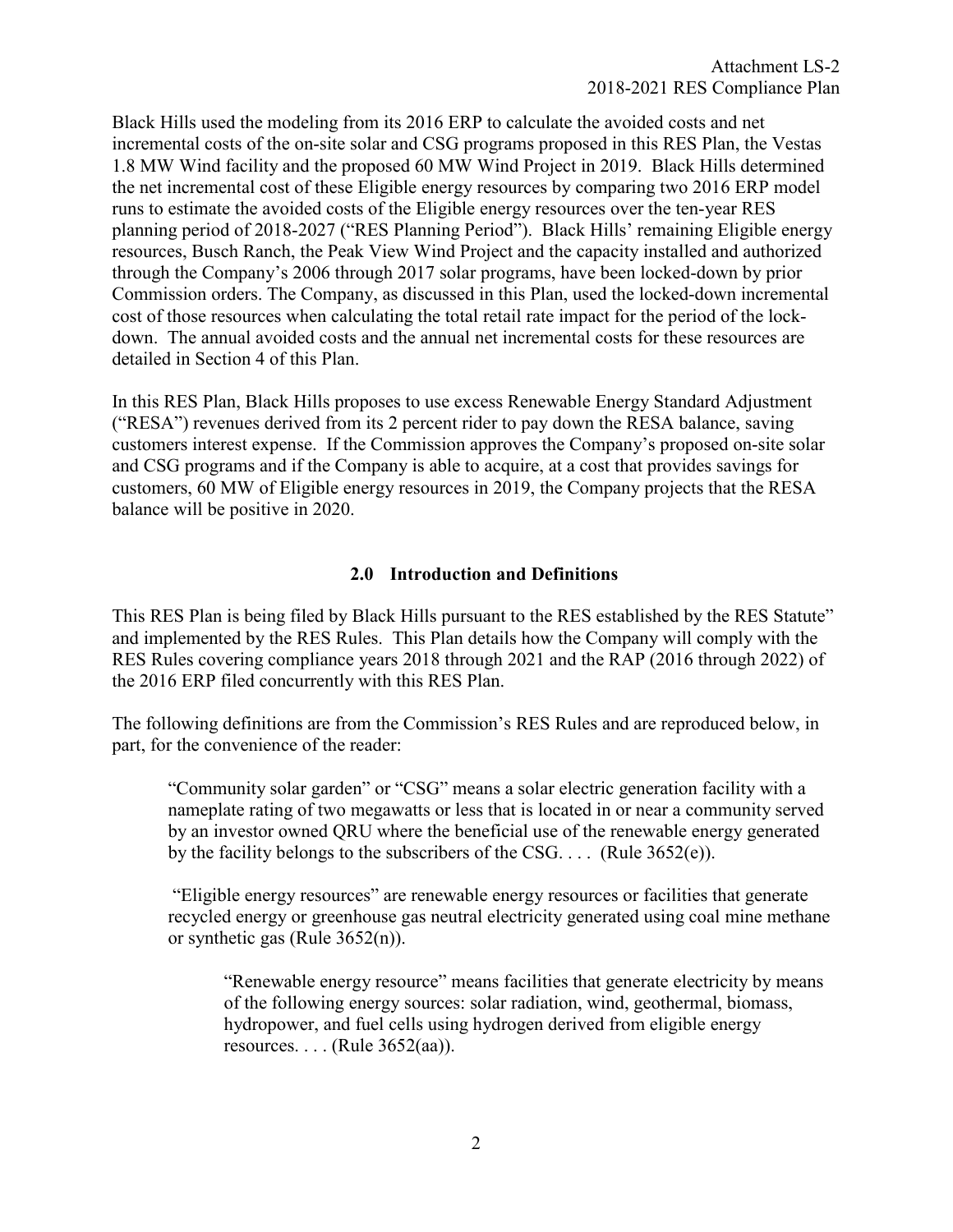Black Hills used the modeling from its 2016 ERP to calculate the avoided costs and net incremental costs of the on-site solar and CSG programs proposed in this RES Plan, the Vestas 1.8 MW Wind facility and the proposed 60 MW Wind Project in 2019. Black Hills determined the net incremental cost of these Eligible energy resources by comparing two 2016 ERP model runs to estimate the avoided costs of the Eligible energy resources over the ten-year RES planning period of 2018-2027 ("RES Planning Period"). Black Hills' remaining Eligible energy resources, Busch Ranch, the Peak View Wind Project and the capacity installed and authorized through the Company's 2006 through 2017 solar programs, have been locked-down by prior Commission orders. The Company, as discussed in this Plan, used the locked-down incremental cost of those resources when calculating the total retail rate impact for the period of the lock-down. The annual avoided costs and the annual net incremental costs for these resources are detailed in Section 4 of this Plan.

In this RES Plan, Black Hills proposes to use excess Renewable Energy Standard Adjustment ("RESA") revenues derived from its 2 percent rider to pay down the RESA balance, saving customers interest expense. If the Commission approves the Company's proposed on-site solar and CSG programs and if the Company is able to acquire, at a cost that provides savings for customers, 60 MW of Eligible energy resources in 2019, the Company projects that the RESA balance will be positive in 2020.

## 2.0 Introduction and Definitions

This RES Plan is being filed by Black Hills pursuant to the RES established by the RES Statute" and implemented by the RES Rules. This Plan details how the Company will comply with the RES Rules covering compliance years 2018 through 2021 and the RAP (2016 through 2022) of the 2016 ERP filed concurrently with this RES Plan.

The following definitions are from the Commission's RES Rules and are reproduced below, in part, for the convenience of the reader:

> "Community solar garden" or "CSG" means a solar electric generation facility with a nameplate rating of two megawatts or less that is located in or near a community served by an investor owned QRU where the beneficial use of the renewable energy generated by the facility belongs to the subscribers of the CSG. . . . (Rule 3652(e)).
>
> "Eligible energy resources" are renewable energy resources or facilities that generate recycled energy or greenhouse gas neutral electricity generated using coal mine methane or synthetic gas (Rule 3652(n)).
>
> > "Renewable energy resource" means facilities that generate electricity by means of the following energy sources: solar radiation, wind, geothermal, biomass, hydropower, and fuel cells using hydrogen derived from eligible energy resources. . . . (Rule 3652(aa)).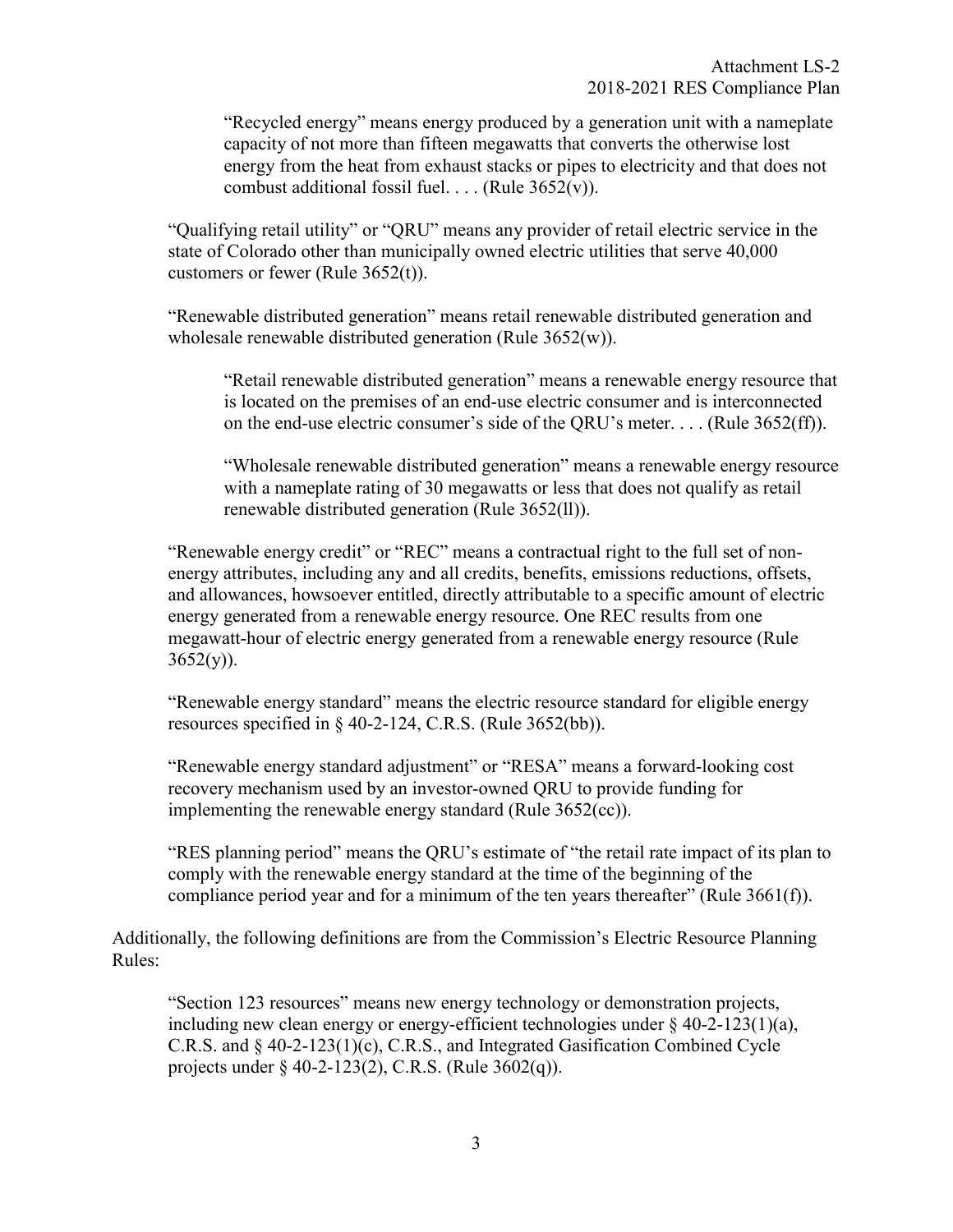> "Recycled energy" means energy produced by a generation unit with a nameplate capacity of not more than fifteen megawatts that converts the otherwise lost energy from the heat from exhaust stacks or pipes to electricity and that does not combust additional fossil fuel. . . . (Rule 3652(v)).

"Qualifying retail utility" or "QRU" means any provider of retail electric service in the state of Colorado other than municipally owned electric utilities that serve 40,000 customers or fewer (Rule 3652(t)).

"Renewable distributed generation" means retail renewable distributed generation and wholesale renewable distributed generation (Rule 3652(w)).

> "Retail renewable distributed generation" means a renewable energy resource that is located on the premises of an end-use electric consumer and is interconnected on the end-use electric consumer's side of the QRU's meter. . . . (Rule 3652(ff)).
>
> "Wholesale renewable distributed generation" means a renewable energy resource with a nameplate rating of 30 megawatts or less that does not qualify as retail renewable distributed generation (Rule 3652(ll)).

"Renewable energy credit" or "REC" means a contractual right to the full set of non-energy attributes, including any and all credits, benefits, emissions reductions, offsets, and allowances, howsoever entitled, directly attributable to a specific amount of electric energy generated from a renewable energy resource. One REC results from one megawatt-hour of electric energy generated from a renewable energy resource (Rule 3652(y)).

"Renewable energy standard" means the electric resource standard for eligible energy resources specified in § 40-2-124, C.R.S. (Rule 3652(bb)).

"Renewable energy standard adjustment" or "RESA" means a forward-looking cost recovery mechanism used by an investor-owned QRU to provide funding for implementing the renewable energy standard (Rule 3652(cc)).

"RES planning period" means the QRU's estimate of "the retail rate impact of its plan to comply with the renewable energy standard at the time of the beginning of the compliance period year and for a minimum of the ten years thereafter" (Rule 3661(f)).

Additionally, the following definitions are from the Commission's Electric Resource Planning Rules:

"Section 123 resources" means new energy technology or demonstration projects, including new clean energy or energy-efficient technologies under § 40-2-123(1)(a), C.R.S. and § 40-2-123(1)(c), C.R.S., and Integrated Gasification Combined Cycle projects under § 40-2-123(2), C.R.S. (Rule 3602(q)).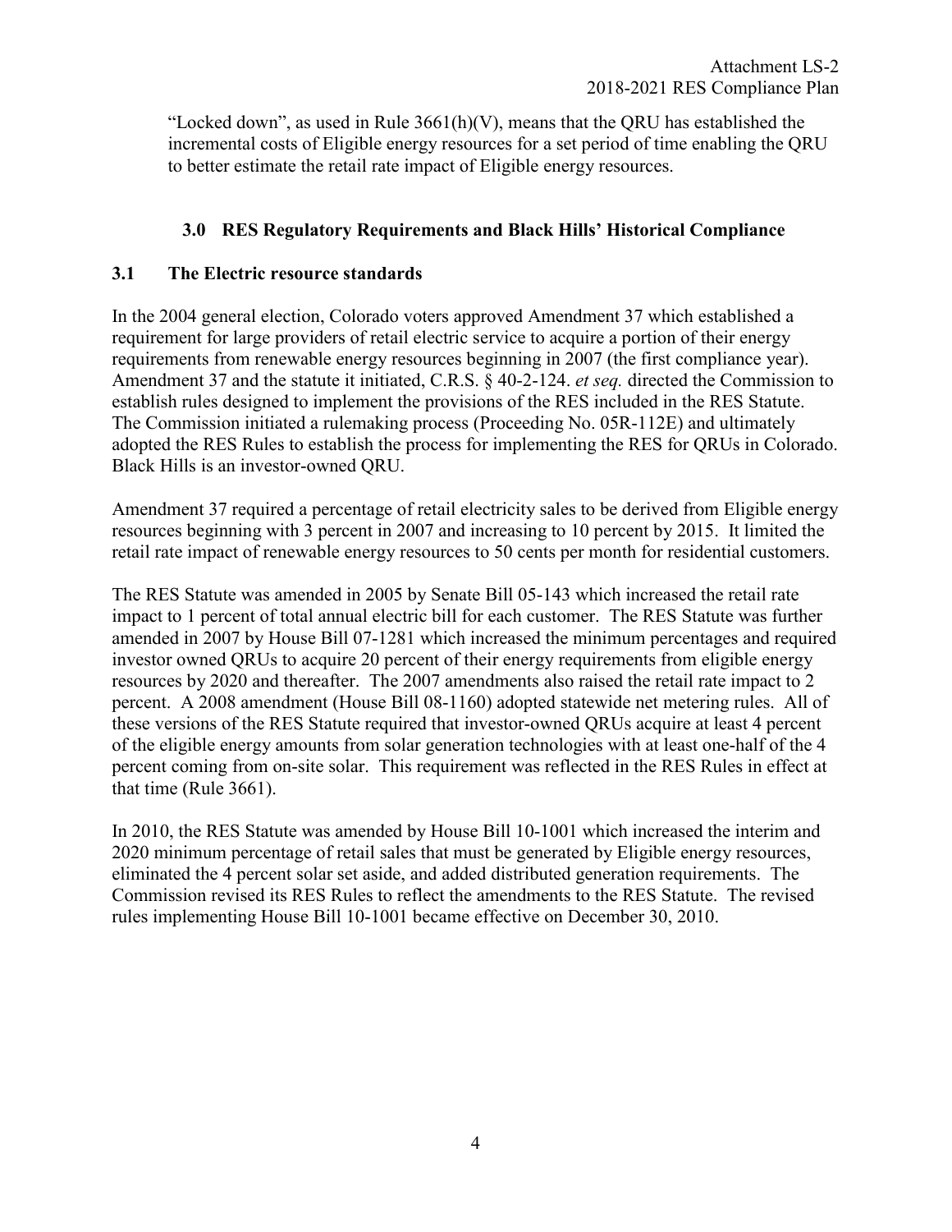"Locked down", as used in Rule 3661(h)(V), means that the QRU has established the incremental costs of Eligible energy resources for a set period of time enabling the QRU to better estimate the retail rate impact of Eligible energy resources.

## 3.0 RES Regulatory Requirements and Black Hills' Historical Compliance

### 3.1 The Electric resource standards

In the 2004 general election, Colorado voters approved Amendment 37 which established a requirement for large providers of retail electric service to acquire a portion of their energy requirements from renewable energy resources beginning in 2007 (the first compliance year). Amendment 37 and the statute it initiated, C.R.S. § 40-2-124. *et seq.* directed the Commission to establish rules designed to implement the provisions of the RES included in the RES Statute. The Commission initiated a rulemaking process (Proceeding No. 05R-112E) and ultimately adopted the RES Rules to establish the process for implementing the RES for QRUs in Colorado. Black Hills is an investor-owned QRU.

Amendment 37 required a percentage of retail electricity sales to be derived from Eligible energy resources beginning with 3 percent in 2007 and increasing to 10 percent by 2015. It limited the retail rate impact of renewable energy resources to 50 cents per month for residential customers.

The RES Statute was amended in 2005 by Senate Bill 05-143 which increased the retail rate impact to 1 percent of total annual electric bill for each customer. The RES Statute was further amended in 2007 by House Bill 07-1281 which increased the minimum percentages and required investor owned QRUs to acquire 20 percent of their energy requirements from eligible energy resources by 2020 and thereafter. The 2007 amendments also raised the retail rate impact to 2 percent. A 2008 amendment (House Bill 08-1160) adopted statewide net metering rules. All of these versions of the RES Statute required that investor-owned QRUs acquire at least 4 percent of the eligible energy amounts from solar generation technologies with at least one-half of the 4 percent coming from on-site solar. This requirement was reflected in the RES Rules in effect at that time (Rule 3661).

In 2010, the RES Statute was amended by House Bill 10-1001 which increased the interim and 2020 minimum percentage of retail sales that must be generated by Eligible energy resources, eliminated the 4 percent solar set aside, and added distributed generation requirements. The Commission revised its RES Rules to reflect the amendments to the RES Statute. The revised rules implementing House Bill 10-1001 became effective on December 30, 2010.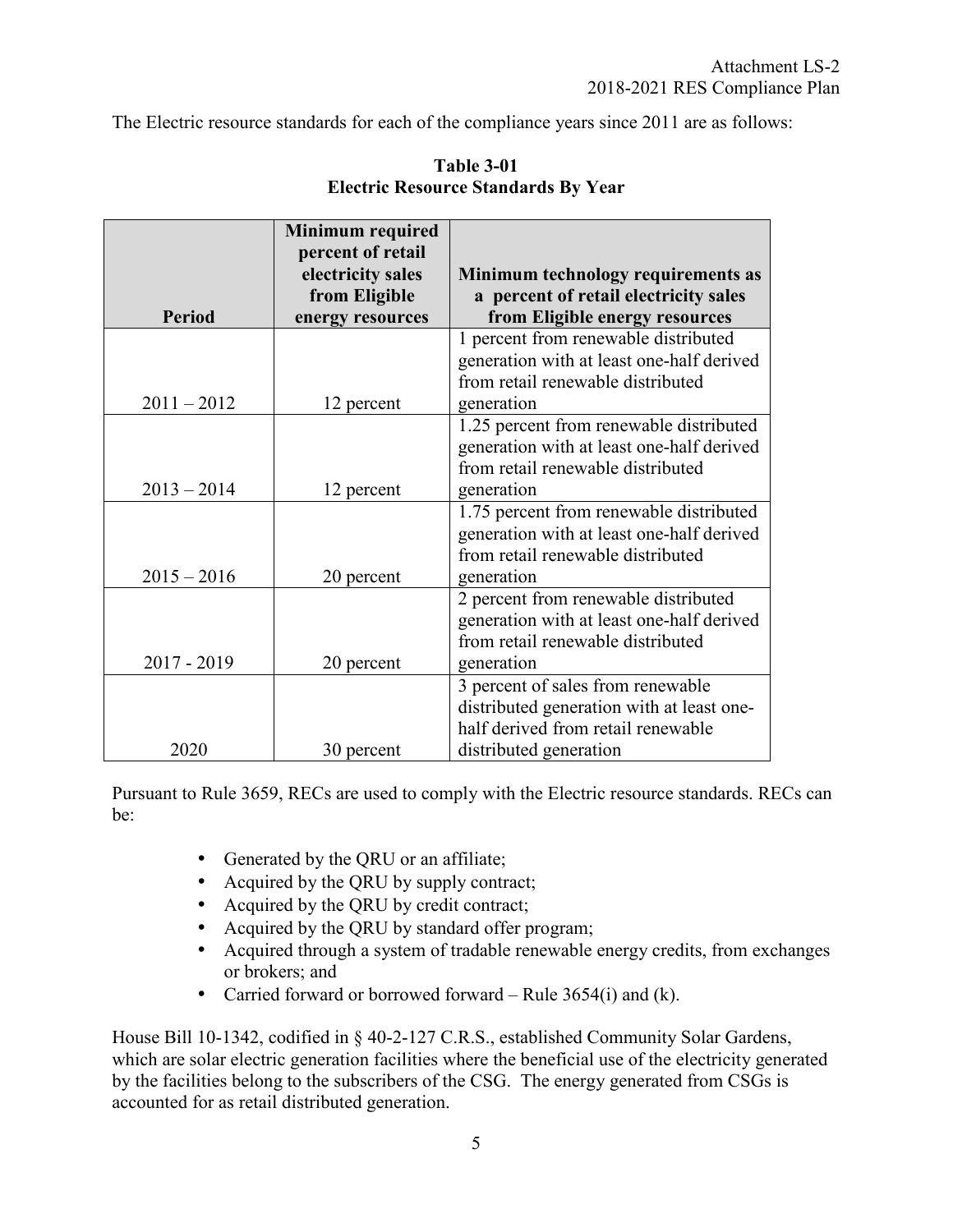The Electric resource standards for each of the compliance years since 2011 are as follows:

**Table 3-01**
**Electric Resource Standards By Year**

| Period | Minimum required percent of retail electricity sales from Eligible energy resources | Minimum technology requirements as a percent of retail electricity sales from Eligible energy resources |
|---|---|---|
| 2011 – 2012 | 12 percent | 1 percent from renewable distributed generation with at least one-half derived from retail renewable distributed generation |
| 2013 – 2014 | 12 percent | 1.25 percent from renewable distributed generation with at least one-half derived from retail renewable distributed generation |
| 2015 – 2016 | 20 percent | 1.75 percent from renewable distributed generation with at least one-half derived from retail renewable distributed generation |
| 2017 - 2019 | 20 percent | 2 percent from renewable distributed generation with at least one-half derived from retail renewable distributed generation |
| 2020 | 30 percent | 3 percent of sales from renewable distributed generation with at least one-half derived from retail renewable distributed generation |

Pursuant to Rule 3659, RECs are used to comply with the Electric resource standards. RECs can be:

- Generated by the QRU or an affiliate;
- Acquired by the QRU by supply contract;
- Acquired by the QRU by credit contract;
- Acquired by the QRU by standard offer program;
- Acquired through a system of tradable renewable energy credits, from exchanges or brokers; and
- Carried forward or borrowed forward – Rule 3654(i) and (k).

House Bill 10-1342, codified in § 40-2-127 C.R.S., established Community Solar Gardens, which are solar electric generation facilities where the beneficial use of the electricity generated by the facilities belong to the subscribers of the CSG. The energy generated from CSGs is accounted for as retail distributed generation.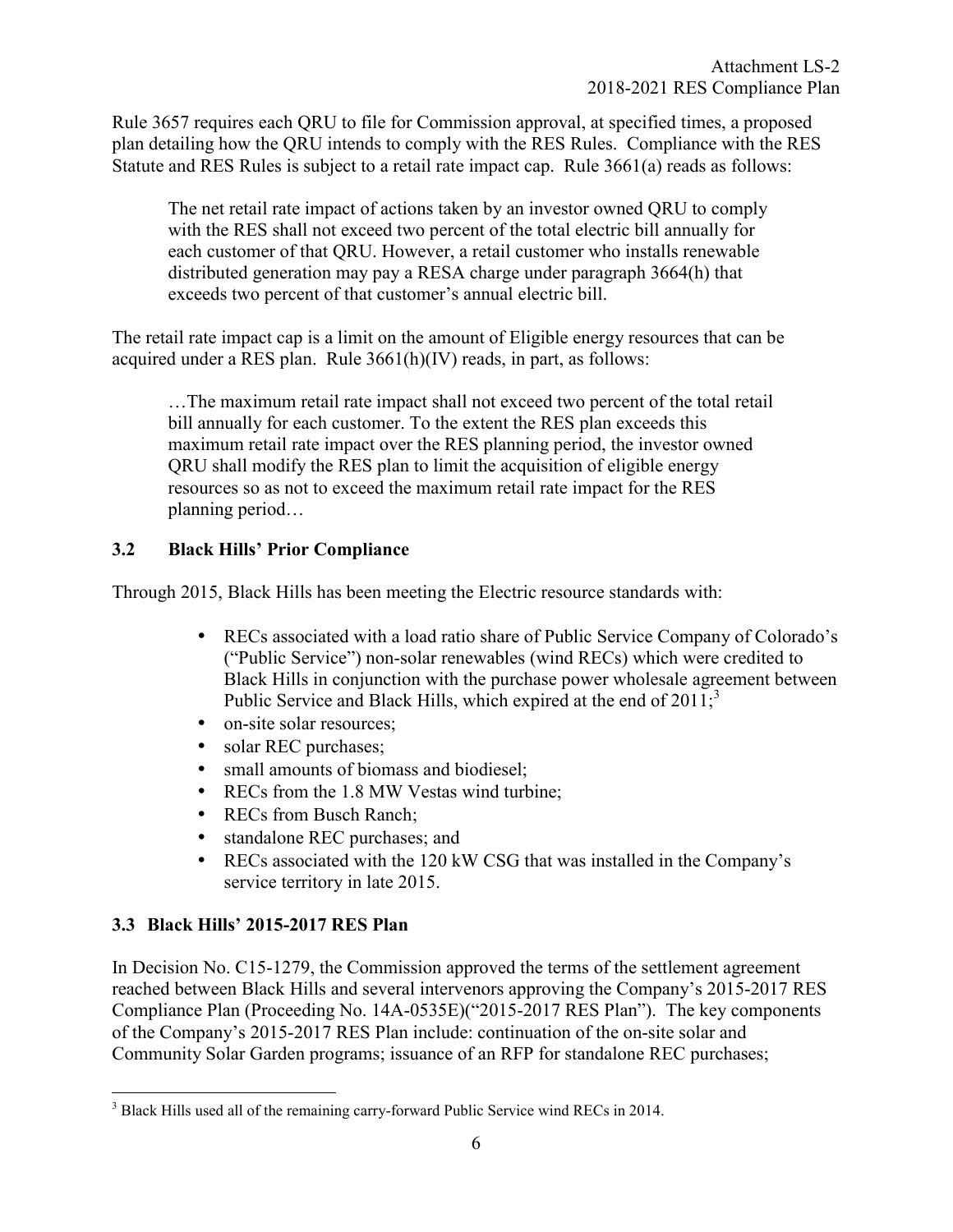Rule 3657 requires each QRU to file for Commission approval, at specified times, a proposed plan detailing how the QRU intends to comply with the RES Rules. Compliance with the RES Statute and RES Rules is subject to a retail rate impact cap. Rule 3661(a) reads as follows:

> The net retail rate impact of actions taken by an investor owned QRU to comply with the RES shall not exceed two percent of the total electric bill annually for each customer of that QRU. However, a retail customer who installs renewable distributed generation may pay a RESA charge under paragraph 3664(h) that exceeds two percent of that customer's annual electric bill.

The retail rate impact cap is a limit on the amount of Eligible energy resources that can be acquired under a RES plan. Rule 3661(h)(IV) reads, in part, as follows:

> …The maximum retail rate impact shall not exceed two percent of the total retail bill annually for each customer. To the extent the RES plan exceeds this maximum retail rate impact over the RES planning period, the investor owned QRU shall modify the RES plan to limit the acquisition of eligible energy resources so as not to exceed the maximum retail rate impact for the RES planning period…

### 3.2 Black Hills' Prior Compliance

Through 2015, Black Hills has been meeting the Electric resource standards with:

- RECs associated with a load ratio share of Public Service Company of Colorado's ("Public Service") non-solar renewables (wind RECs) which were credited to Black Hills in conjunction with the purchase power wholesale agreement between Public Service and Black Hills, which expired at the end of 2011;[3]
- on-site solar resources;
- solar REC purchases;
- small amounts of biomass and biodiesel;
- RECs from the 1.8 MW Vestas wind turbine;
- RECs from Busch Ranch;
- standalone REC purchases; and
- RECs associated with the 120 kW CSG that was installed in the Company's service territory in late 2015.

### 3.3 Black Hills' 2015-2017 RES Plan

In Decision No. C15-1279, the Commission approved the terms of the settlement agreement reached between Black Hills and several intervenors approving the Company's 2015-2017 RES Compliance Plan (Proceeding No. 14A-0535E)("2015-2017 RES Plan"). The key components of the Company's 2015-2017 RES Plan include: continuation of the on-site solar and Community Solar Garden programs; issuance of an RFP for standalone REC purchases;

[3] Black Hills used all of the remaining carry-forward Public Service wind RECs in 2014.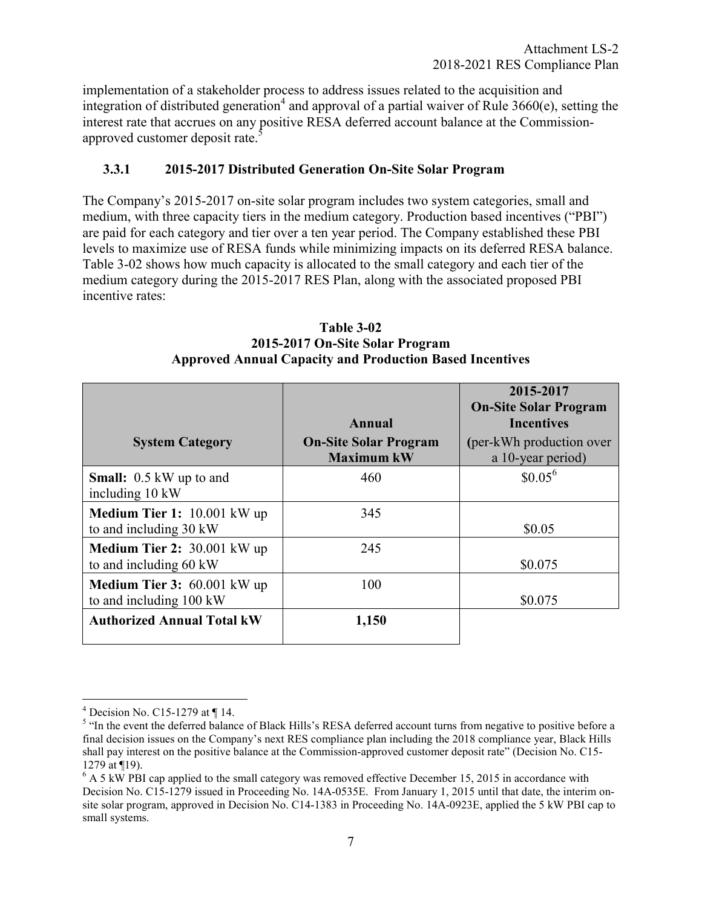implementation of a stakeholder process to address issues related to the acquisition and integration of distributed generation[4] and approval of a partial waiver of Rule 3660(e), setting the interest rate that accrues on any positive RESA deferred account balance at the Commission-approved customer deposit rate.[5]

### 3.3.1 2015-2017 Distributed Generation On-Site Solar Program

The Company's 2015-2017 on-site solar program includes two system categories, small and medium, with three capacity tiers in the medium category. Production based incentives ("PBI") are paid for each category and tier over a ten year period. The Company established these PBI levels to maximize use of RESA funds while minimizing impacts on its deferred RESA balance. Table 3-02 shows how much capacity is allocated to the small category and each tier of the medium category during the 2015-2017 RES Plan, along with the associated proposed PBI incentive rates:

**Table 3-02**
**2015-2017 On-Site Solar Program**
**Approved Annual Capacity and Production Based Incentives**

| System Category | Annual On-Site Solar Program Maximum kW | 2015-2017 On-Site Solar Program Incentives (per-kWh production over a 10-year period) |
|---|---|---|
| **Small:** 0.5 kW up to and including 10 kW | 460 | $0.05[6] |
| **Medium Tier 1:** 10.001 kW up to and including 30 kW | 345 | $0.05 |
| **Medium Tier 2:** 30.001 kW up to and including 60 kW | 245 | $0.075 |
| **Medium Tier 3:** 60.001 kW up to and including 100 kW | 100 | $0.075 |
| **Authorized Annual Total kW** | **1,150** | |

---

[4] Decision No. C15-1279 at ¶ 14.

[5] "In the event the deferred balance of Black Hills's RESA deferred account turns from negative to positive before a final decision issues on the Company's next RES compliance plan including the 2018 compliance year, Black Hills shall pay interest on the positive balance at the Commission-approved customer deposit rate" (Decision No. C15-1279 at ¶19).

[6] A 5 kW PBI cap applied to the small category was removed effective December 15, 2015 in accordance with Decision No. C15-1279 issued in Proceeding No. 14A-0535E. From January 1, 2015 until that date, the interim on-site solar program, approved in Decision No. C14-1383 in Proceeding No. 14A-0923E, applied the 5 kW PBI cap to small systems.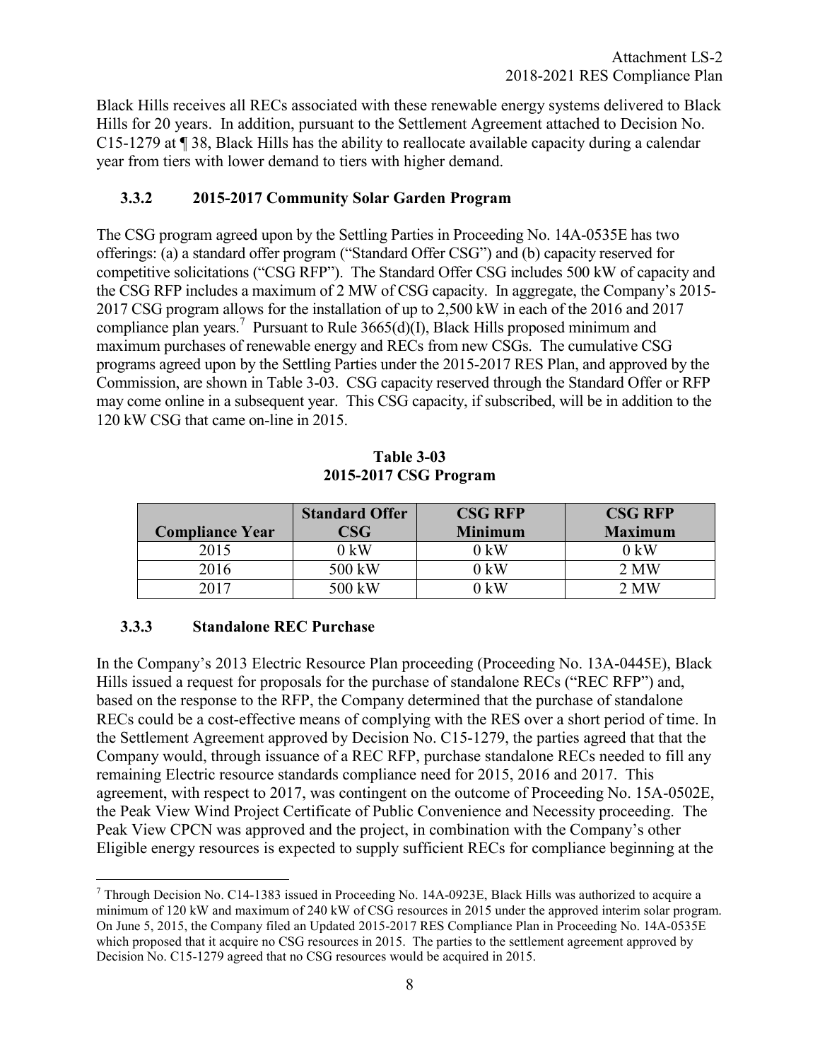Black Hills receives all RECs associated with these renewable energy systems delivered to Black Hills for 20 years. In addition, pursuant to the Settlement Agreement attached to Decision No. C15-1279 at ¶ 38, Black Hills has the ability to reallocate available capacity during a calendar year from tiers with lower demand to tiers with higher demand.

### 3.3.2 2015-2017 Community Solar Garden Program

The CSG program agreed upon by the Settling Parties in Proceeding No. 14A-0535E has two offerings: (a) a standard offer program ("Standard Offer CSG") and (b) capacity reserved for competitive solicitations ("CSG RFP"). The Standard Offer CSG includes 500 kW of capacity and the CSG RFP includes a maximum of 2 MW of CSG capacity. In aggregate, the Company's 2015-2017 CSG program allows for the installation of up to 2,500 kW in each of the 2016 and 2017 compliance plan years.[7] Pursuant to Rule 3665(d)(I), Black Hills proposed minimum and maximum purchases of renewable energy and RECs from new CSGs. The cumulative CSG programs agreed upon by the Settling Parties under the 2015-2017 RES Plan, and approved by the Commission, are shown in Table 3-03. CSG capacity reserved through the Standard Offer or RFP may come online in a subsequent year. This CSG capacity, if subscribed, will be in addition to the 120 kW CSG that came on-line in 2015.

**Table 3-03**
**2015-2017 CSG Program**

| Compliance Year | Standard Offer CSG | CSG RFP Minimum | CSG RFP Maximum |
|---|---|---|---|
| 2015 | 0 kW | 0 kW | 0 kW |
| 2016 | 500 kW | 0 kW | 2 MW |
| 2017 | 500 kW | 0 kW | 2 MW |

### 3.3.3 Standalone REC Purchase

In the Company's 2013 Electric Resource Plan proceeding (Proceeding No. 13A-0445E), Black Hills issued a request for proposals for the purchase of standalone RECs ("REC RFP") and, based on the response to the RFP, the Company determined that the purchase of standalone RECs could be a cost-effective means of complying with the RES over a short period of time. In the Settlement Agreement approved by Decision No. C15-1279, the parties agreed that that the Company would, through issuance of a REC RFP, purchase standalone RECs needed to fill any remaining Electric resource standards compliance need for 2015, 2016 and 2017. This agreement, with respect to 2017, was contingent on the outcome of Proceeding No. 15A-0502E, the Peak View Wind Project Certificate of Public Convenience and Necessity proceeding. The Peak View CPCN was approved and the project, in combination with the Company's other Eligible energy resources is expected to supply sufficient RECs for compliance beginning at the

[7] Through Decision No. C14-1383 issued in Proceeding No. 14A-0923E, Black Hills was authorized to acquire a minimum of 120 kW and maximum of 240 kW of CSG resources in 2015 under the approved interim solar program. On June 5, 2015, the Company filed an Updated 2015-2017 RES Compliance Plan in Proceeding No. 14A-0535E which proposed that it acquire no CSG resources in 2015. The parties to the settlement agreement approved by Decision No. C15-1279 agreed that no CSG resources would be acquired in 2015.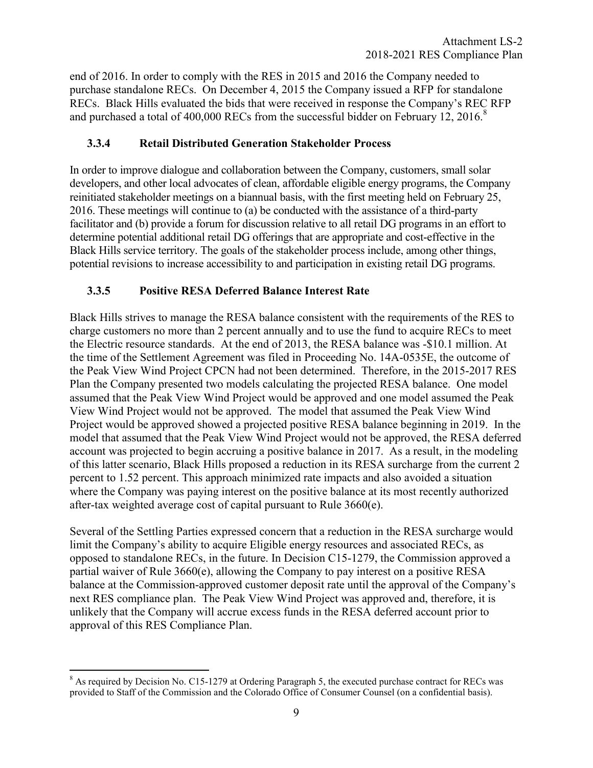end of 2016. In order to comply with the RES in 2015 and 2016 the Company needed to purchase standalone RECs. On December 4, 2015 the Company issued a RFP for standalone RECs. Black Hills evaluated the bids that were received in response the Company's REC RFP and purchased a total of 400,000 RECs from the successful bidder on February 12, 2016.[8]

### 3.3.4 Retail Distributed Generation Stakeholder Process

In order to improve dialogue and collaboration between the Company, customers, small solar developers, and other local advocates of clean, affordable eligible energy programs, the Company reinitiated stakeholder meetings on a biannual basis, with the first meeting held on February 25, 2016. These meetings will continue to (a) be conducted with the assistance of a third-party facilitator and (b) provide a forum for discussion relative to all retail DG programs in an effort to determine potential additional retail DG offerings that are appropriate and cost-effective in the Black Hills service territory. The goals of the stakeholder process include, among other things, potential revisions to increase accessibility to and participation in existing retail DG programs.

### 3.3.5 Positive RESA Deferred Balance Interest Rate

Black Hills strives to manage the RESA balance consistent with the requirements of the RES to charge customers no more than 2 percent annually and to use the fund to acquire RECs to meet the Electric resource standards. At the end of 2013, the RESA balance was -$10.1 million. At the time of the Settlement Agreement was filed in Proceeding No. 14A-0535E, the outcome of the Peak View Wind Project CPCN had not been determined. Therefore, in the 2015-2017 RES Plan the Company presented two models calculating the projected RESA balance. One model assumed that the Peak View Wind Project would be approved and one model assumed the Peak View Wind Project would not be approved. The model that assumed the Peak View Wind Project would be approved showed a projected positive RESA balance beginning in 2019. In the model that assumed that the Peak View Wind Project would not be approved, the RESA deferred account was projected to begin accruing a positive balance in 2017. As a result, in the modeling of this latter scenario, Black Hills proposed a reduction in its RESA surcharge from the current 2 percent to 1.52 percent. This approach minimized rate impacts and also avoided a situation where the Company was paying interest on the positive balance at its most recently authorized after-tax weighted average cost of capital pursuant to Rule 3660(e).

Several of the Settling Parties expressed concern that a reduction in the RESA surcharge would limit the Company's ability to acquire Eligible energy resources and associated RECs, as opposed to standalone RECs, in the future. In Decision C15-1279, the Commission approved a partial waiver of Rule 3660(e), allowing the Company to pay interest on a positive RESA balance at the Commission-approved customer deposit rate until the approval of the Company's next RES compliance plan. The Peak View Wind Project was approved and, therefore, it is unlikely that the Company will accrue excess funds in the RESA deferred account prior to approval of this RES Compliance Plan.

[8] As required by Decision No. C15-1279 at Ordering Paragraph 5, the executed purchase contract for RECs was provided to Staff of the Commission and the Colorado Office of Consumer Counsel (on a confidential basis).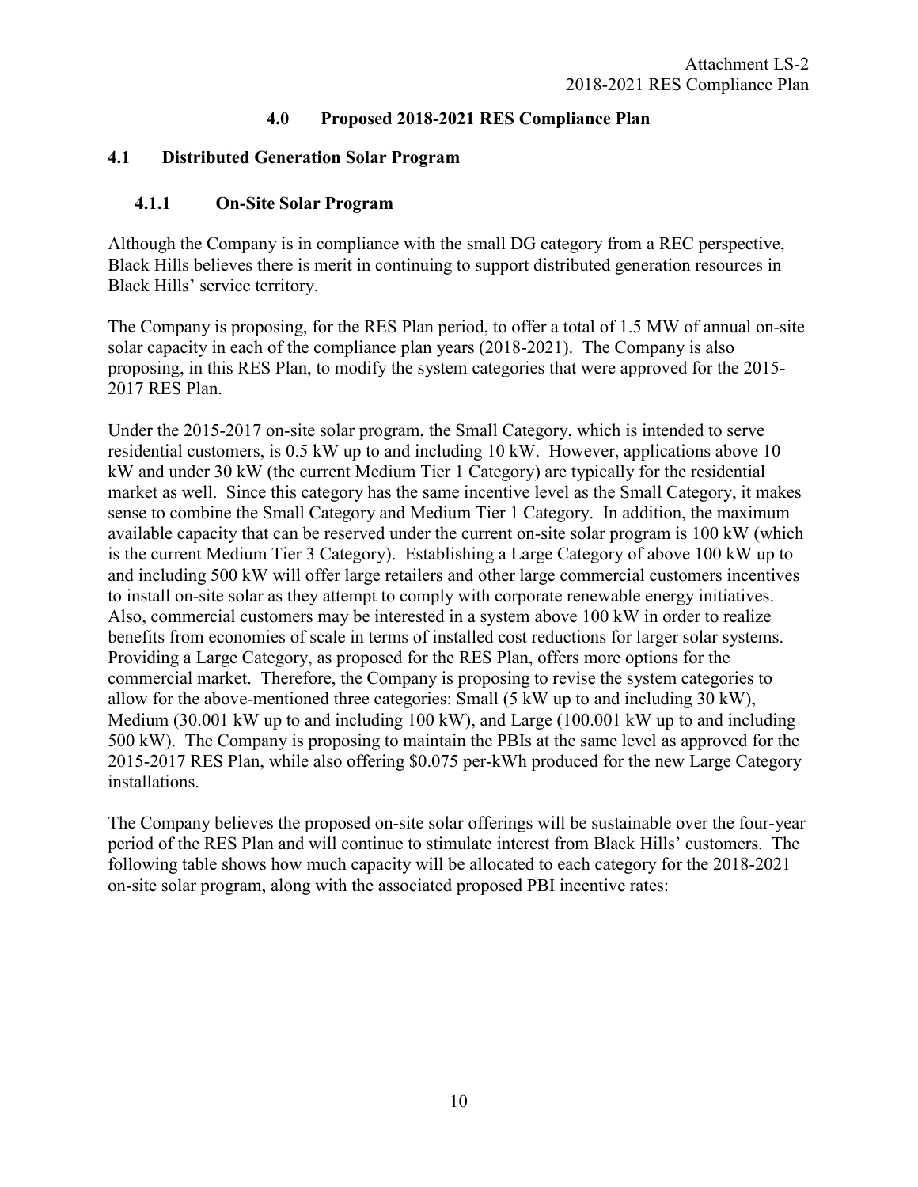## 4.0 Proposed 2018-2021 RES Compliance Plan

### 4.1 Distributed Generation Solar Program

#### 4.1.1 On-Site Solar Program

Although the Company is in compliance with the small DG category from a REC perspective, Black Hills believes there is merit in continuing to support distributed generation resources in Black Hills' service territory.

The Company is proposing, for the RES Plan period, to offer a total of 1.5 MW of annual on-site solar capacity in each of the compliance plan years (2018-2021). The Company is also proposing, in this RES Plan, to modify the system categories that were approved for the 2015-2017 RES Plan.

Under the 2015-2017 on-site solar program, the Small Category, which is intended to serve residential customers, is 0.5 kW up to and including 10 kW. However, applications above 10 kW and under 30 kW (the current Medium Tier 1 Category) are typically for the residential market as well. Since this category has the same incentive level as the Small Category, it makes sense to combine the Small Category and Medium Tier 1 Category. In addition, the maximum available capacity that can be reserved under the current on-site solar program is 100 kW (which is the current Medium Tier 3 Category). Establishing a Large Category of above 100 kW up to and including 500 kW will offer large retailers and other large commercial customers incentives to install on-site solar as they attempt to comply with corporate renewable energy initiatives. Also, commercial customers may be interested in a system above 100 kW in order to realize benefits from economies of scale in terms of installed cost reductions for larger solar systems. Providing a Large Category, as proposed for the RES Plan, offers more options for the commercial market. Therefore, the Company is proposing to revise the system categories to allow for the above-mentioned three categories: Small (5 kW up to and including 30 kW), Medium (30.001 kW up to and including 100 kW), and Large (100.001 kW up to and including 500 kW). The Company is proposing to maintain the PBIs at the same level as approved for the 2015-2017 RES Plan, while also offering $0.075 per-kWh produced for the new Large Category installations.

The Company believes the proposed on-site solar offerings will be sustainable over the four-year period of the RES Plan and will continue to stimulate interest from Black Hills' customers. The following table shows how much capacity will be allocated to each category for the 2018-2021 on-site solar program, along with the associated proposed PBI incentive rates: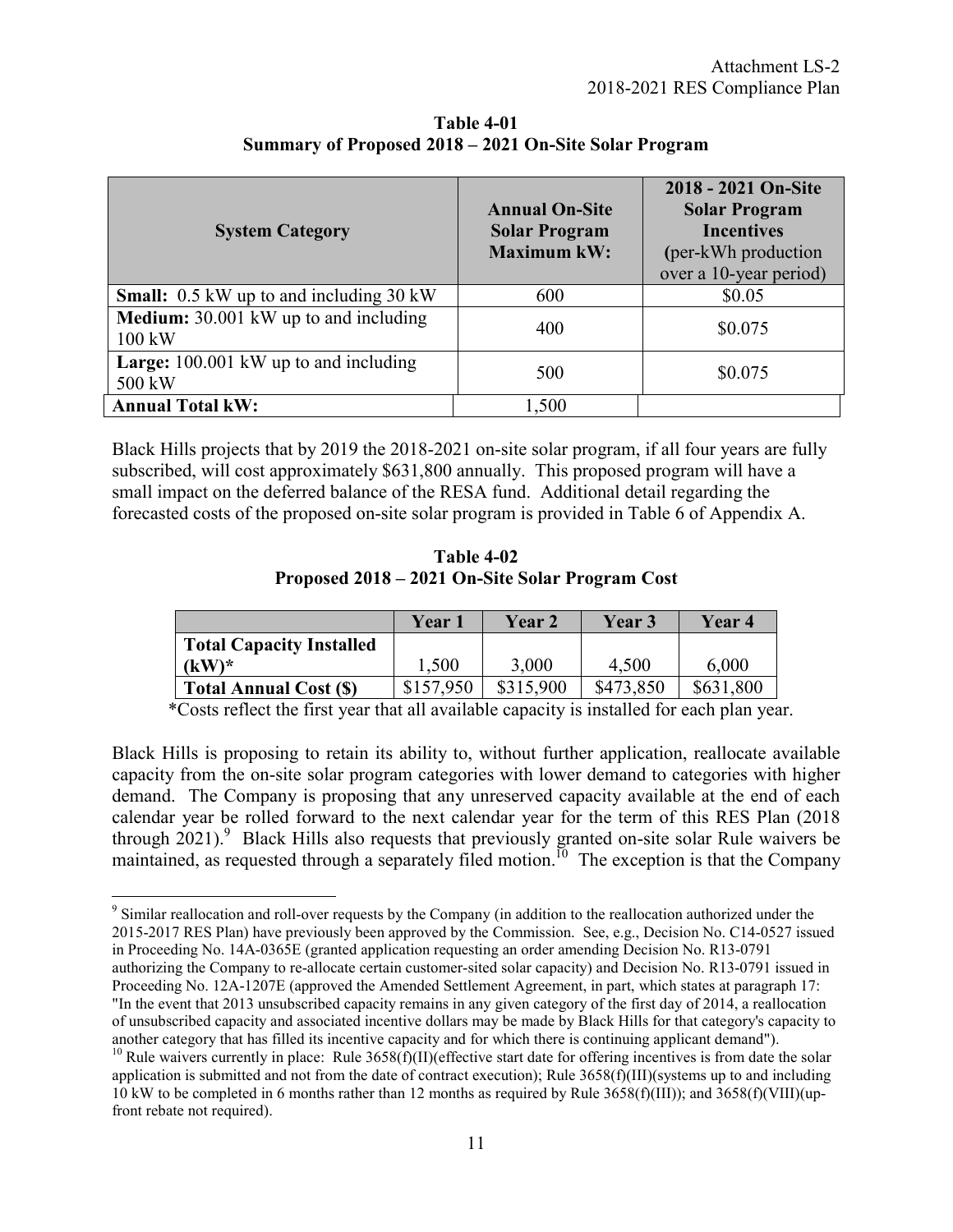**Table 4-01**
**Summary of Proposed 2018 – 2021 On-Site Solar Program**

| System Category | Annual On-Site Solar Program Maximum kW: | 2018 - 2021 On-Site Solar Program Incentives (per-kWh production over a 10-year period) |
|---|---|---|
| **Small:** 0.5 kW up to and including 30 kW | 600 | \$0.05 |
| **Medium:** 30.001 kW up to and including 100 kW | 400 | \$0.075 |
| **Large:** 100.001 kW up to and including 500 kW | 500 | \$0.075 |
| **Annual Total kW:** | 1,500 | |

Black Hills projects that by 2019 the 2018-2021 on-site solar program, if all four years are fully subscribed, will cost approximately \$631,800 annually. This proposed program will have a small impact on the deferred balance of the RESA fund. Additional detail regarding the forecasted costs of the proposed on-site solar program is provided in Table 6 of Appendix A.

**Table 4-02**
**Proposed 2018 – 2021 On-Site Solar Program Cost**

| | Year 1 | Year 2 | Year 3 | Year 4 |
|---|---|---|---|---|
| **Total Capacity Installed (kW)*** | 1,500 | 3,000 | 4,500 | 6,000 |
| **Total Annual Cost (\$)** | \$157,950 | \$315,900 | \$473,850 | \$631,800 |

*Costs reflect the first year that all available capacity is installed for each plan year.

Black Hills is proposing to retain its ability to, without further application, reallocate available capacity from the on-site solar program categories with lower demand to categories with higher demand. The Company is proposing that any unreserved capacity available at the end of each calendar year be rolled forward to the next calendar year for the term of this RES Plan (2018 through 2021).[9] Black Hills also requests that previously granted on-site solar Rule waivers be maintained, as requested through a separately filed motion.[10] The exception is that the Company

[9] Similar reallocation and roll-over requests by the Company (in addition to the reallocation authorized under the 2015-2017 RES Plan) have previously been approved by the Commission. See, e.g., Decision No. C14-0527 issued in Proceeding No. 14A-0365E (granted application requesting an order amending Decision No. R13-0791 authorizing the Company to re-allocate certain customer-sited solar capacity) and Decision No. R13-0791 issued in Proceeding No. 12A-1207E (approved the Amended Settlement Agreement, in part, which states at paragraph 17: "In the event that 2013 unsubscribed capacity remains in any given category of the first day of 2014, a reallocation of unsubscribed capacity and associated incentive dollars may be made by Black Hills for that category's capacity to another category that has filled its incentive capacity and for which there is continuing applicant demand").

[10] Rule waivers currently in place: Rule 3658(f)(II)(effective start date for offering incentives is from date the solar application is submitted and not from the date of contract execution); Rule 3658(f)(III)(systems up to and including 10 kW to be completed in 6 months rather than 12 months as required by Rule 3658(f)(III)); and 3658(f)(VIII)(up-front rebate not required).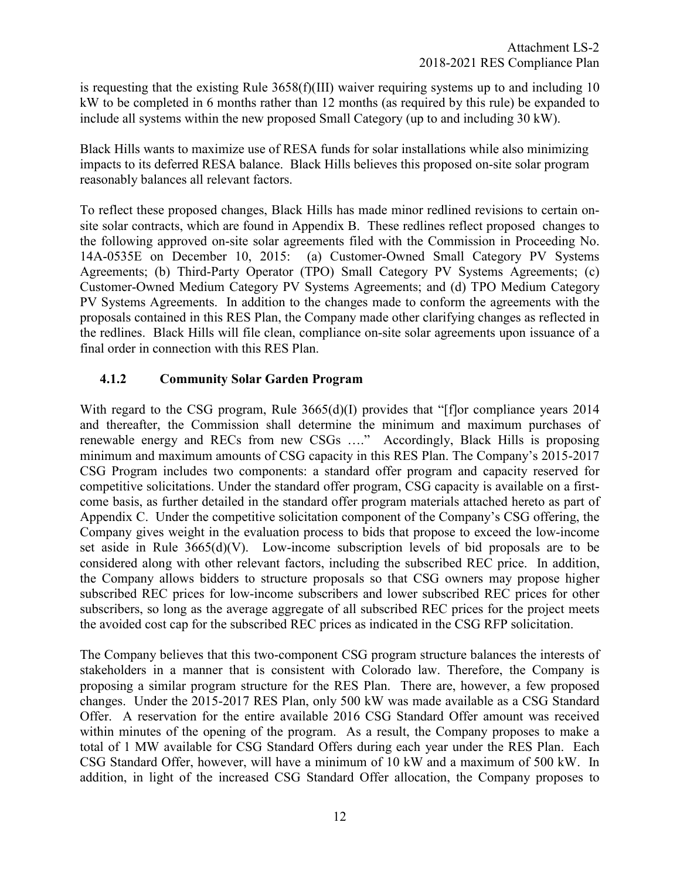is requesting that the existing Rule 3658(f)(III) waiver requiring systems up to and including 10 kW to be completed in 6 months rather than 12 months (as required by this rule) be expanded to include all systems within the new proposed Small Category (up to and including 30 kW).

Black Hills wants to maximize use of RESA funds for solar installations while also minimizing impacts to its deferred RESA balance. Black Hills believes this proposed on-site solar program reasonably balances all relevant factors.

To reflect these proposed changes, Black Hills has made minor redlined revisions to certain on-site solar contracts, which are found in Appendix B. These redlines reflect proposed changes to the following approved on-site solar agreements filed with the Commission in Proceeding No. 14A-0535E on December 10, 2015: (a) Customer-Owned Small Category PV Systems Agreements; (b) Third-Party Operator (TPO) Small Category PV Systems Agreements; (c) Customer-Owned Medium Category PV Systems Agreements; and (d) TPO Medium Category PV Systems Agreements. In addition to the changes made to conform the agreements with the proposals contained in this RES Plan, the Company made other clarifying changes as reflected in the redlines. Black Hills will file clean, compliance on-site solar agreements upon issuance of a final order in connection with this RES Plan.

### 4.1.2 Community Solar Garden Program

With regard to the CSG program, Rule 3665(d)(I) provides that "[f]or compliance years 2014 and thereafter, the Commission shall determine the minimum and maximum purchases of renewable energy and RECs from new CSGs …." Accordingly, Black Hills is proposing minimum and maximum amounts of CSG capacity in this RES Plan. The Company's 2015-2017 CSG Program includes two components: a standard offer program and capacity reserved for competitive solicitations. Under the standard offer program, CSG capacity is available on a first-come basis, as further detailed in the standard offer program materials attached hereto as part of Appendix C. Under the competitive solicitation component of the Company's CSG offering, the Company gives weight in the evaluation process to bids that propose to exceed the low-income set aside in Rule 3665(d)(V). Low-income subscription levels of bid proposals are to be considered along with other relevant factors, including the subscribed REC price. In addition, the Company allows bidders to structure proposals so that CSG owners may propose higher subscribed REC prices for low-income subscribers and lower subscribed REC prices for other subscribers, so long as the average aggregate of all subscribed REC prices for the project meets the avoided cost cap for the subscribed REC prices as indicated in the CSG RFP solicitation.

The Company believes that this two-component CSG program structure balances the interests of stakeholders in a manner that is consistent with Colorado law. Therefore, the Company is proposing a similar program structure for the RES Plan. There are, however, a few proposed changes. Under the 2015-2017 RES Plan, only 500 kW was made available as a CSG Standard Offer. A reservation for the entire available 2016 CSG Standard Offer amount was received within minutes of the opening of the program. As a result, the Company proposes to make a total of 1 MW available for CSG Standard Offers during each year under the RES Plan. Each CSG Standard Offer, however, will have a minimum of 10 kW and a maximum of 500 kW. In addition, in light of the increased CSG Standard Offer allocation, the Company proposes to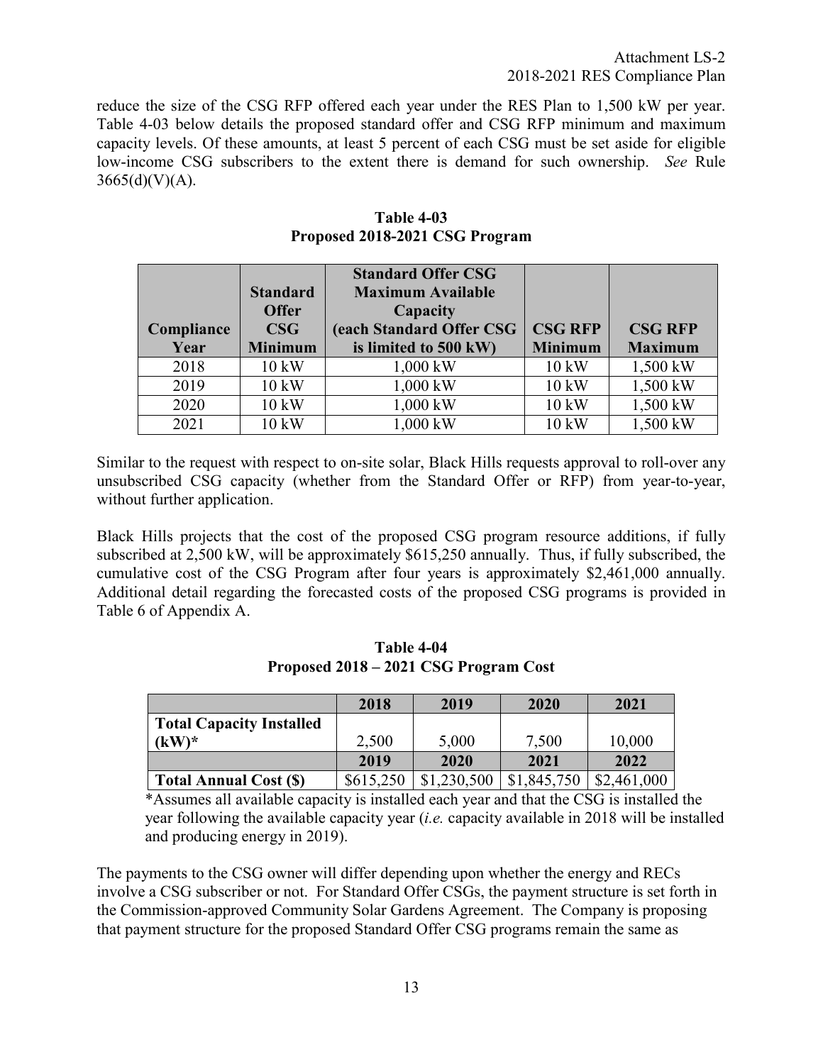reduce the size of the CSG RFP offered each year under the RES Plan to 1,500 kW per year. Table 4-03 below details the proposed standard offer and CSG RFP minimum and maximum capacity levels. Of these amounts, at least 5 percent of each CSG must be set aside for eligible low-income CSG subscribers to the extent there is demand for such ownership. *See* Rule 3665(d)(V)(A).

**Table 4-03**
**Proposed 2018-2021 CSG Program**

| Compliance Year | Standard Offer CSG Minimum | Standard Offer CSG Maximum Available Capacity (each Standard Offer CSG is limited to 500 kW) | CSG RFP Minimum | CSG RFP Maximum |
|---|---|---|---|---|
| 2018 | 10 kW | 1,000 kW | 10 kW | 1,500 kW |
| 2019 | 10 kW | 1,000 kW | 10 kW | 1,500 kW |
| 2020 | 10 kW | 1,000 kW | 10 kW | 1,500 kW |
| 2021 | 10 kW | 1,000 kW | 10 kW | 1,500 kW |

Similar to the request with respect to on-site solar, Black Hills requests approval to roll-over any unsubscribed CSG capacity (whether from the Standard Offer or RFP) from year-to-year, without further application.

Black Hills projects that the cost of the proposed CSG program resource additions, if fully subscribed at 2,500 kW, will be approximately \$615,250 annually. Thus, if fully subscribed, the cumulative cost of the CSG Program after four years is approximately \$2,461,000 annually. Additional detail regarding the forecasted costs of the proposed CSG programs is provided in Table 6 of Appendix A.

**Table 4-04**
**Proposed 2018 – 2021 CSG Program Cost**

| | 2018 | 2019 | 2020 | 2021 |
|---|---|---|---|---|
| **Total Capacity Installed (kW)*** | 2,500 | 5,000 | 7,500 | 10,000 |
| | **2019** | **2020** | **2021** | **2022** |
| **Total Annual Cost ($)** | \$615,250 | \$1,230,500 | \$1,845,750 | \$2,461,000 |

*Assumes all available capacity is installed each year and that the CSG is installed the year following the available capacity year (*i.e.* capacity available in 2018 will be installed and producing energy in 2019).

The payments to the CSG owner will differ depending upon whether the energy and RECs involve a CSG subscriber or not. For Standard Offer CSGs, the payment structure is set forth in the Commission-approved Community Solar Gardens Agreement. The Company is proposing that payment structure for the proposed Standard Offer CSG programs remain the same as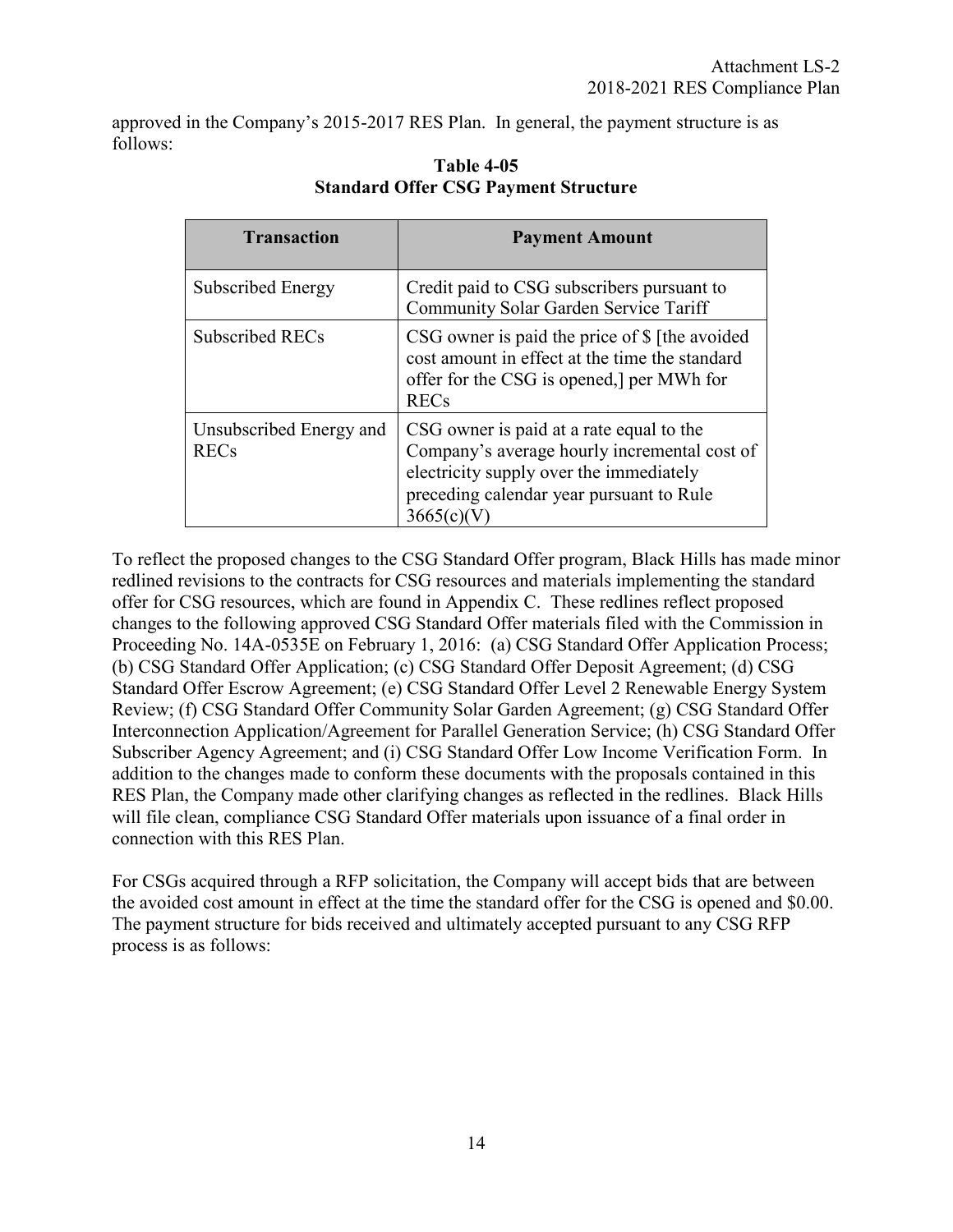approved in the Company's 2015-2017 RES Plan. In general, the payment structure is as follows:

**Table 4-05**
**Standard Offer CSG Payment Structure**

| Transaction | Payment Amount |
| --- | --- |
| Subscribed Energy | Credit paid to CSG subscribers pursuant to Community Solar Garden Service Tariff |
| Subscribed RECs | CSG owner is paid the price of $ [the avoided cost amount in effect at the time the standard offer for the CSG is opened,] per MWh for RECs |
| Unsubscribed Energy and RECs | CSG owner is paid at a rate equal to the Company's average hourly incremental cost of electricity supply over the immediately preceding calendar year pursuant to Rule 3665(c)(V) |

To reflect the proposed changes to the CSG Standard Offer program, Black Hills has made minor redlined revisions to the contracts for CSG resources and materials implementing the standard offer for CSG resources, which are found in Appendix C. These redlines reflect proposed changes to the following approved CSG Standard Offer materials filed with the Commission in Proceeding No. 14A-0535E on February 1, 2016: (a) CSG Standard Offer Application Process; (b) CSG Standard Offer Application; (c) CSG Standard Offer Deposit Agreement; (d) CSG Standard Offer Escrow Agreement; (e) CSG Standard Offer Level 2 Renewable Energy System Review; (f) CSG Standard Offer Community Solar Garden Agreement; (g) CSG Standard Offer Interconnection Application/Agreement for Parallel Generation Service; (h) CSG Standard Offer Subscriber Agency Agreement; and (i) CSG Standard Offer Low Income Verification Form. In addition to the changes made to conform these documents with the proposals contained in this RES Plan, the Company made other clarifying changes as reflected in the redlines. Black Hills will file clean, compliance CSG Standard Offer materials upon issuance of a final order in connection with this RES Plan.

For CSGs acquired through a RFP solicitation, the Company will accept bids that are between the avoided cost amount in effect at the time the standard offer for the CSG is opened and $0.00. The payment structure for bids received and ultimately accepted pursuant to any CSG RFP process is as follows: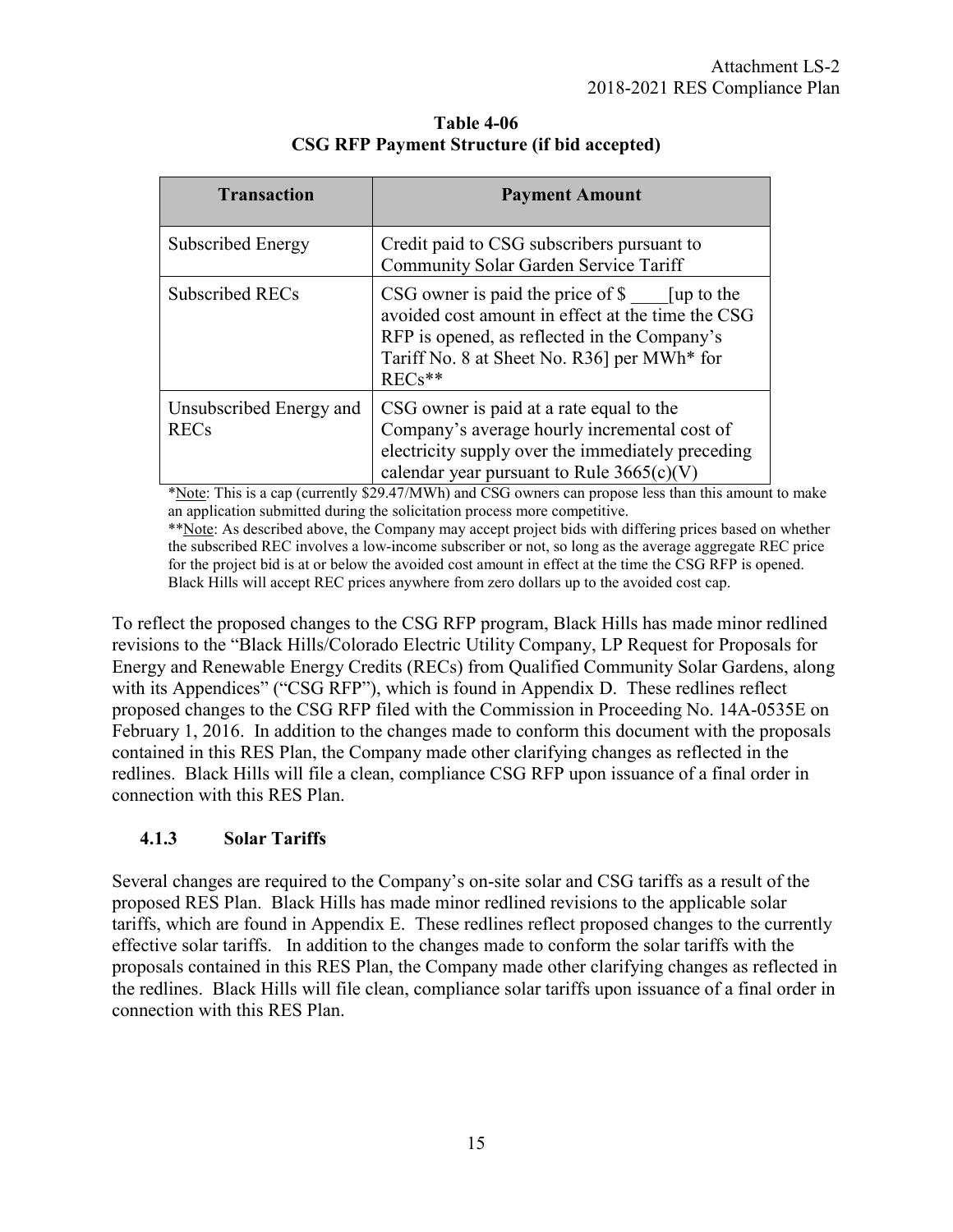**Table 4-06**
**CSG RFP Payment Structure (if bid accepted)**

| Transaction | Payment Amount |
|---|---|
| Subscribed Energy | Credit paid to CSG subscribers pursuant to Community Solar Garden Service Tariff |
| Subscribed RECs | CSG owner is paid the price of $ ____[up to the avoided cost amount in effect at the time the CSG RFP is opened, as reflected in the Company's Tariff No. 8 at Sheet No. R36] per MWh* for RECs** |
| Unsubscribed Energy and RECs | CSG owner is paid at a rate equal to the Company's average hourly incremental cost of electricity supply over the immediately preceding calendar year pursuant to Rule 3665(c)(V) |

*Note: This is a cap (currently $29.47/MWh) and CSG owners can propose less than this amount to make an application submitted during the solicitation process more competitive.

**Note: As described above, the Company may accept project bids with differing prices based on whether the subscribed REC involves a low-income subscriber or not, so long as the average aggregate REC price for the project bid is at or below the avoided cost amount in effect at the time the CSG RFP is opened. Black Hills will accept REC prices anywhere from zero dollars up to the avoided cost cap.

To reflect the proposed changes to the CSG RFP program, Black Hills has made minor redlined revisions to the "Black Hills/Colorado Electric Utility Company, LP Request for Proposals for Energy and Renewable Energy Credits (RECs) from Qualified Community Solar Gardens, along with its Appendices" ("CSG RFP"), which is found in Appendix D. These redlines reflect proposed changes to the CSG RFP filed with the Commission in Proceeding No. 14A-0535E on February 1, 2016. In addition to the changes made to conform this document with the proposals contained in this RES Plan, the Company made other clarifying changes as reflected in the redlines. Black Hills will file a clean, compliance CSG RFP upon issuance of a final order in connection with this RES Plan.

### 4.1.3 Solar Tariffs

Several changes are required to the Company's on-site solar and CSG tariffs as a result of the proposed RES Plan. Black Hills has made minor redlined revisions to the applicable solar tariffs, which are found in Appendix E. These redlines reflect proposed changes to the currently effective solar tariffs. In addition to the changes made to conform the solar tariffs with the proposals contained in this RES Plan, the Company made other clarifying changes as reflected in the redlines. Black Hills will file clean, compliance solar tariffs upon issuance of a final order in connection with this RES Plan.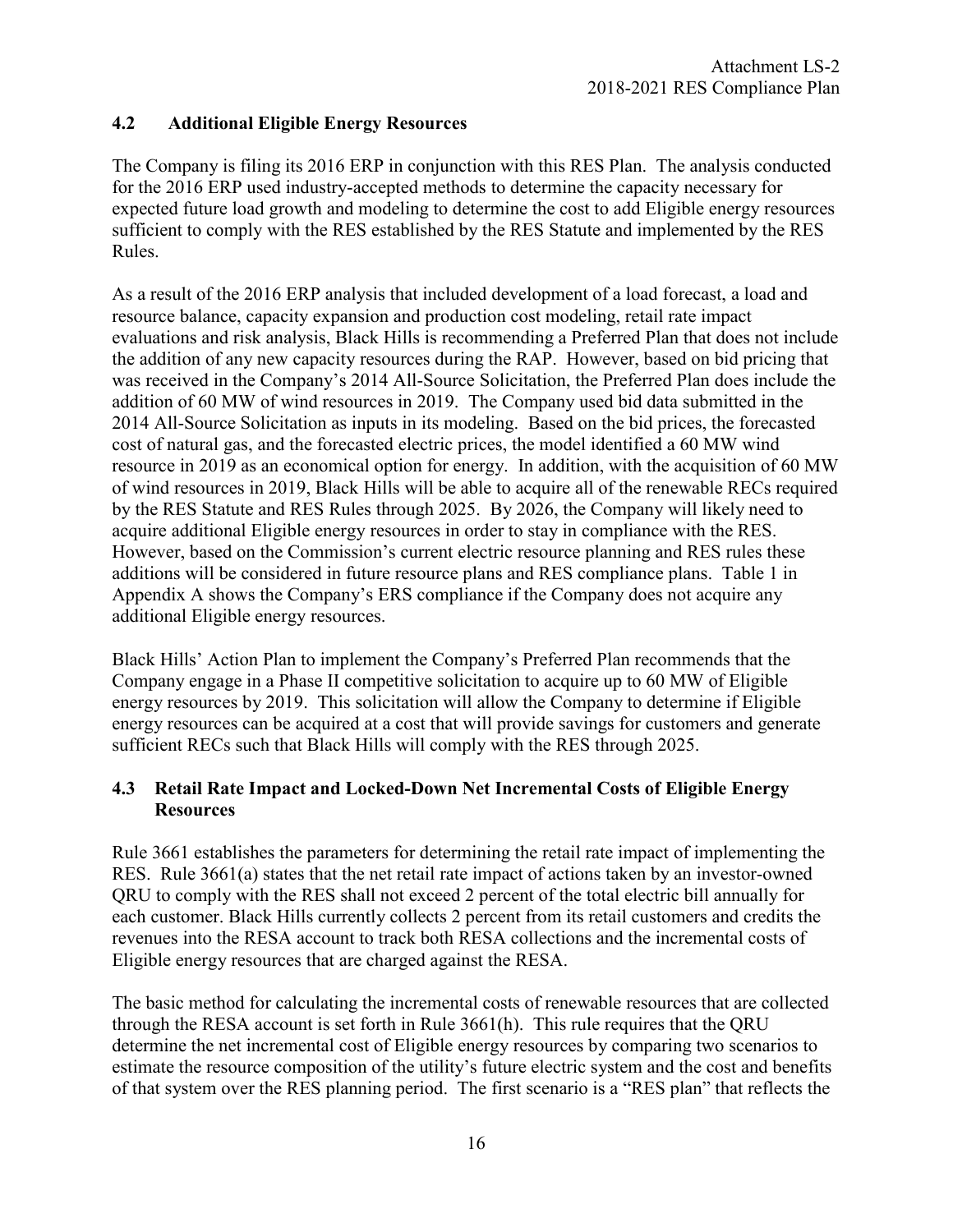## 4.2 Additional Eligible Energy Resources

The Company is filing its 2016 ERP in conjunction with this RES Plan. The analysis conducted for the 2016 ERP used industry-accepted methods to determine the capacity necessary for expected future load growth and modeling to determine the cost to add Eligible energy resources sufficient to comply with the RES established by the RES Statute and implemented by the RES Rules.

As a result of the 2016 ERP analysis that included development of a load forecast, a load and resource balance, capacity expansion and production cost modeling, retail rate impact evaluations and risk analysis, Black Hills is recommending a Preferred Plan that does not include the addition of any new capacity resources during the RAP. However, based on bid pricing that was received in the Company's 2014 All-Source Solicitation, the Preferred Plan does include the addition of 60 MW of wind resources in 2019. The Company used bid data submitted in the 2014 All-Source Solicitation as inputs in its modeling. Based on the bid prices, the forecasted cost of natural gas, and the forecasted electric prices, the model identified a 60 MW wind resource in 2019 as an economical option for energy. In addition, with the acquisition of 60 MW of wind resources in 2019, Black Hills will be able to acquire all of the renewable RECs required by the RES Statute and RES Rules through 2025. By 2026, the Company will likely need to acquire additional Eligible energy resources in order to stay in compliance with the RES. However, based on the Commission's current electric resource planning and RES rules these additions will be considered in future resource plans and RES compliance plans. Table 1 in Appendix A shows the Company's ERS compliance if the Company does not acquire any additional Eligible energy resources.

Black Hills' Action Plan to implement the Company's Preferred Plan recommends that the Company engage in a Phase II competitive solicitation to acquire up to 60 MW of Eligible energy resources by 2019. This solicitation will allow the Company to determine if Eligible energy resources can be acquired at a cost that will provide savings for customers and generate sufficient RECs such that Black Hills will comply with the RES through 2025.

## 4.3 Retail Rate Impact and Locked-Down Net Incremental Costs of Eligible Energy Resources

Rule 3661 establishes the parameters for determining the retail rate impact of implementing the RES. Rule 3661(a) states that the net retail rate impact of actions taken by an investor-owned QRU to comply with the RES shall not exceed 2 percent of the total electric bill annually for each customer. Black Hills currently collects 2 percent from its retail customers and credits the revenues into the RESA account to track both RESA collections and the incremental costs of Eligible energy resources that are charged against the RESA.

The basic method for calculating the incremental costs of renewable resources that are collected through the RESA account is set forth in Rule 3661(h). This rule requires that the QRU determine the net incremental cost of Eligible energy resources by comparing two scenarios to estimate the resource composition of the utility's future electric system and the cost and benefits of that system over the RES planning period. The first scenario is a "RES plan" that reflects the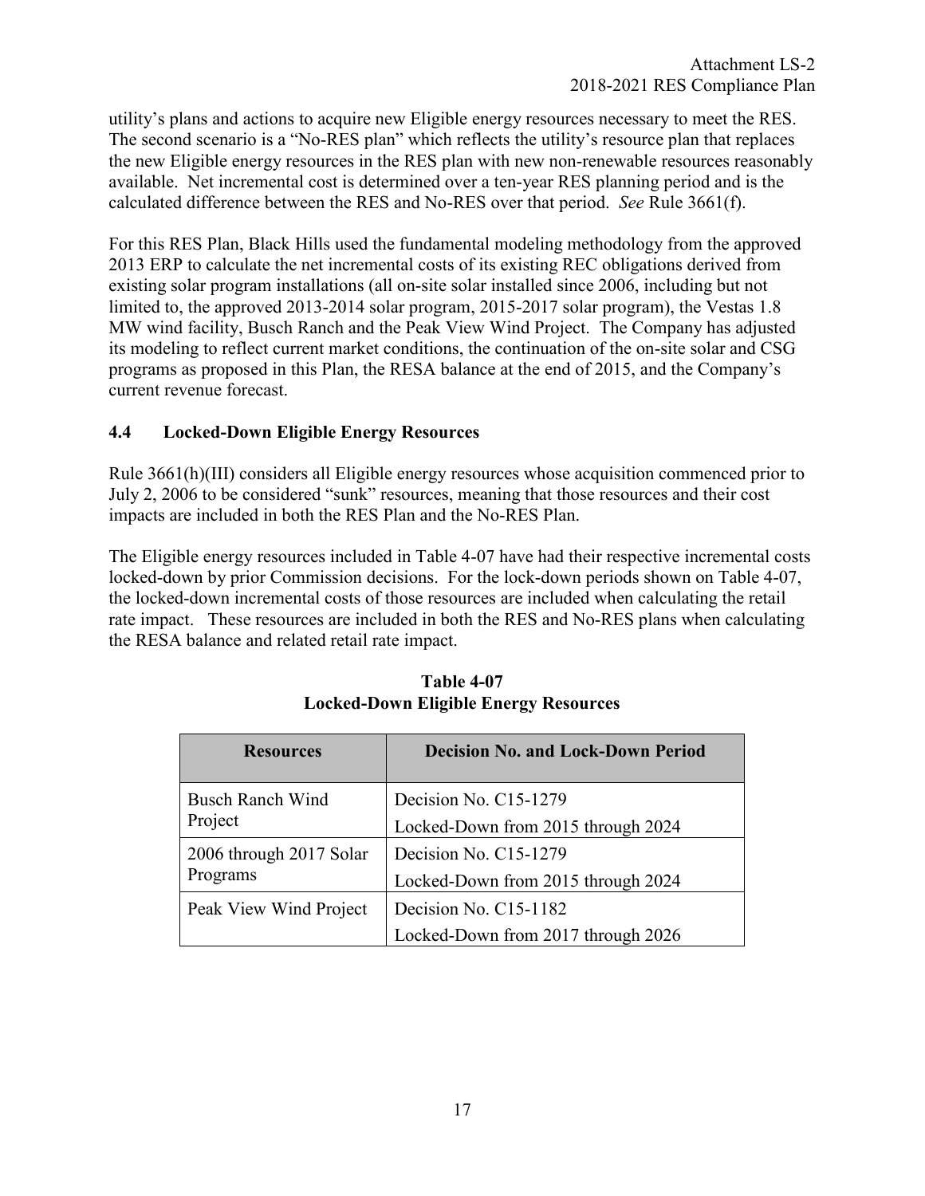utility's plans and actions to acquire new Eligible energy resources necessary to meet the RES. The second scenario is a "No-RES plan" which reflects the utility's resource plan that replaces the new Eligible energy resources in the RES plan with new non-renewable resources reasonably available. Net incremental cost is determined over a ten-year RES planning period and is the calculated difference between the RES and No-RES over that period. *See* Rule 3661(f).

For this RES Plan, Black Hills used the fundamental modeling methodology from the approved 2013 ERP to calculate the net incremental costs of its existing REC obligations derived from existing solar program installations (all on-site solar installed since 2006, including but not limited to, the approved 2013-2014 solar program, 2015-2017 solar program), the Vestas 1.8 MW wind facility, Busch Ranch and the Peak View Wind Project. The Company has adjusted its modeling to reflect current market conditions, the continuation of the on-site solar and CSG programs as proposed in this Plan, the RESA balance at the end of 2015, and the Company's current revenue forecast.

### 4.4 Locked-Down Eligible Energy Resources

Rule 3661(h)(III) considers all Eligible energy resources whose acquisition commenced prior to July 2, 2006 to be considered "sunk" resources, meaning that those resources and their cost impacts are included in both the RES Plan and the No-RES Plan.

The Eligible energy resources included in Table 4-07 have had their respective incremental costs locked-down by prior Commission decisions. For the lock-down periods shown on Table 4-07, the locked-down incremental costs of those resources are included when calculating the retail rate impact. These resources are included in both the RES and No-RES plans when calculating the RESA balance and related retail rate impact.

**Table 4-07**
**Locked-Down Eligible Energy Resources**

| Resources | Decision No. and Lock-Down Period |
|---|---|
| Busch Ranch Wind Project | Decision No. C15-1279<br>Locked-Down from 2015 through 2024 |
| 2006 through 2017 Solar Programs | Decision No. C15-1279<br>Locked-Down from 2015 through 2024 |
| Peak View Wind Project | Decision No. C15-1182<br>Locked-Down from 2017 through 2026 |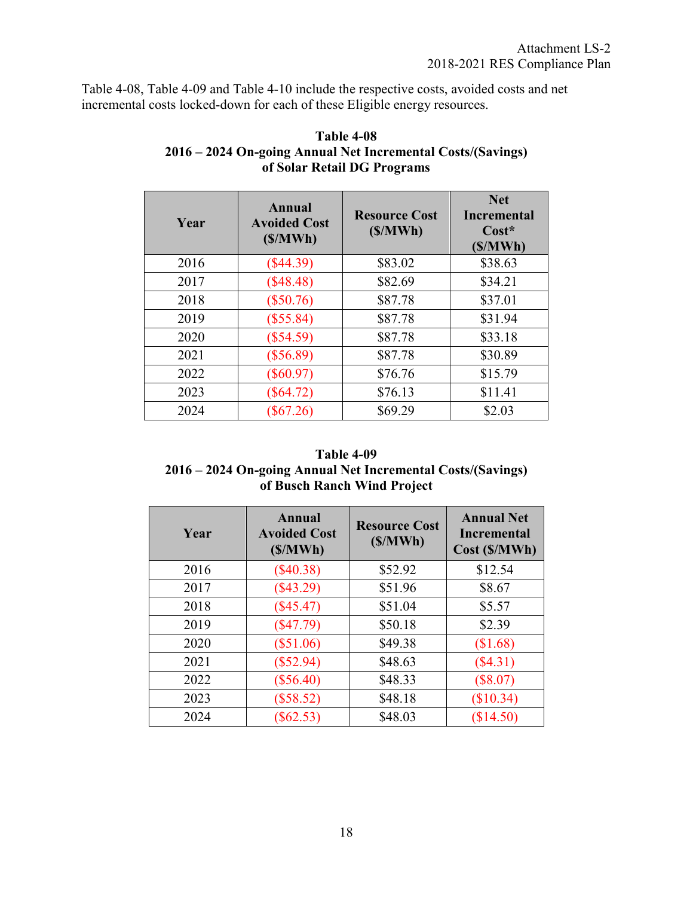Table 4-08, Table 4-09 and Table 4-10 include the respective costs, avoided costs and net incremental costs locked-down for each of these Eligible energy resources.

**Table 4-08**
**2016 – 2024 On-going Annual Net Incremental Costs/(Savings) of Solar Retail DG Programs**

| Year | Annual Avoided Cost ($/MWh) | Resource Cost ($/MWh) | Net Incremental Cost* ($/MWh) |
|---|---|---|---|
| 2016 | ($44.39) | $83.02 | $38.63 |
| 2017 | ($48.48) | $82.69 | $34.21 |
| 2018 | ($50.76) | $87.78 | $37.01 |
| 2019 | ($55.84) | $87.78 | $31.94 |
| 2020 | ($54.59) | $87.78 | $33.18 |
| 2021 | ($56.89) | $87.78 | $30.89 |
| 2022 | ($60.97) | $76.76 | $15.79 |
| 2023 | ($64.72) | $76.13 | $11.41 |
| 2024 | ($67.26) | $69.29 | $2.03 |

**Table 4-09**
**2016 – 2024 On-going Annual Net Incremental Costs/(Savings) of Busch Ranch Wind Project**

| Year | Annual Avoided Cost ($/MWh) | Resource Cost ($/MWh) | Annual Net Incremental Cost ($/MWh) |
|---|---|---|---|
| 2016 | ($40.38) | $52.92 | $12.54 |
| 2017 | ($43.29) | $51.96 | $8.67 |
| 2018 | ($45.47) | $51.04 | $5.57 |
| 2019 | ($47.79) | $50.18 | $2.39 |
| 2020 | ($51.06) | $49.38 | ($1.68) |
| 2021 | ($52.94) | $48.63 | ($4.31) |
| 2022 | ($56.40) | $48.33 | ($8.07) |
| 2023 | ($58.52) | $48.18 | ($10.34) |
| 2024 | ($62.53) | $48.03 | ($14.50) |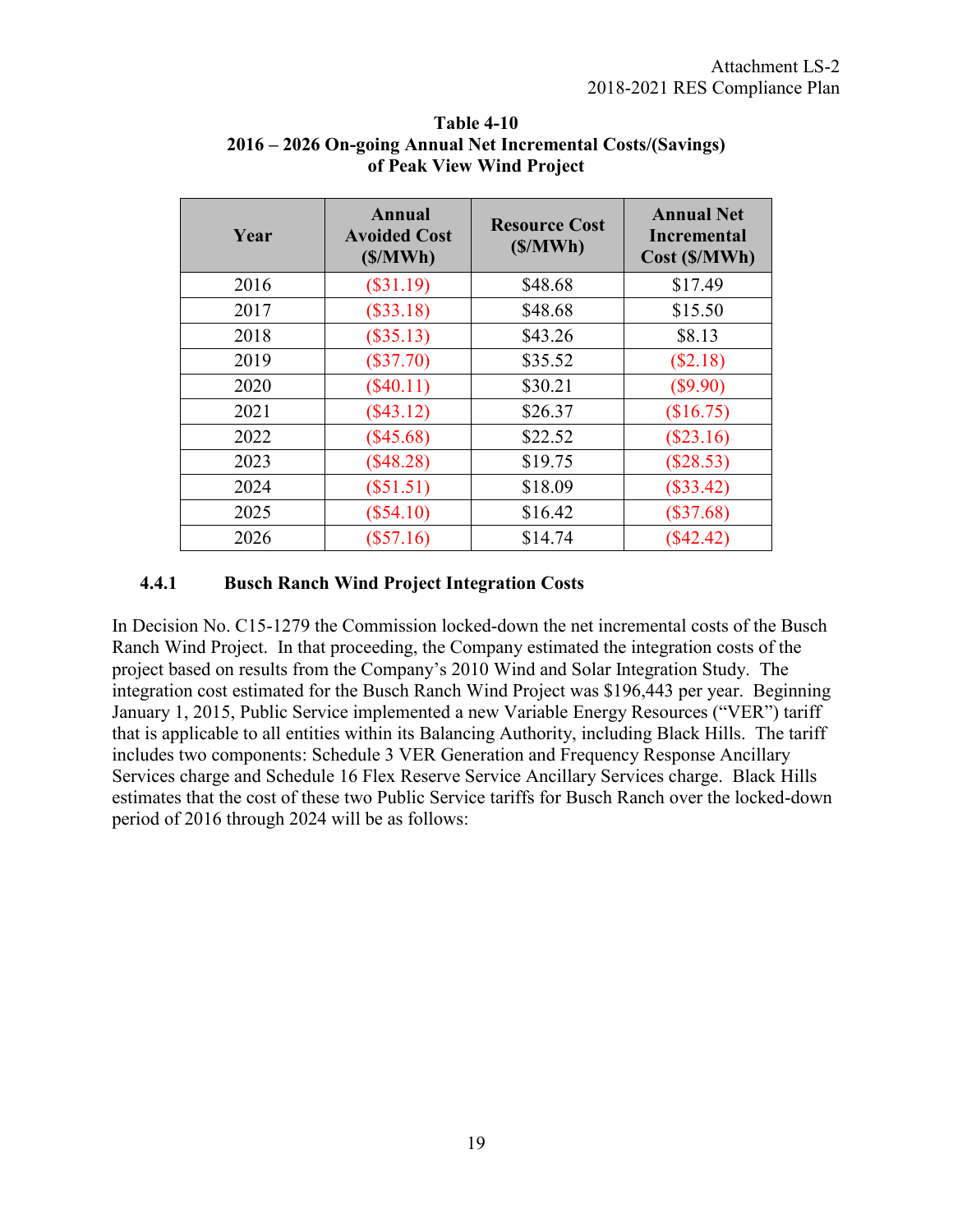**Table 4-10**
**2016 – 2026 On-going Annual Net Incremental Costs/(Savings) of Peak View Wind Project**

| Year | Annual Avoided Cost ($/MWh) | Resource Cost ($/MWh) | Annual Net Incremental Cost ($/MWh) |
|---|---|---|---|
| 2016 | ($31.19) | $48.68 | $17.49 |
| 2017 | ($33.18) | $48.68 | $15.50 |
| 2018 | ($35.13) | $43.26 | $8.13 |
| 2019 | ($37.70) | $35.52 | ($2.18) |
| 2020 | ($40.11) | $30.21 | ($9.90) |
| 2021 | ($43.12) | $26.37 | ($16.75) |
| 2022 | ($45.68) | $22.52 | ($23.16) |
| 2023 | ($48.28) | $19.75 | ($28.53) |
| 2024 | ($51.51) | $18.09 | ($33.42) |
| 2025 | ($54.10) | $16.42 | ($37.68) |
| 2026 | ($57.16) | $14.74 | ($42.42) |

#### 4.4.1 Busch Ranch Wind Project Integration Costs

In Decision No. C15-1279 the Commission locked-down the net incremental costs of the Busch Ranch Wind Project. In that proceeding, the Company estimated the integration costs of the project based on results from the Company's 2010 Wind and Solar Integration Study. The integration cost estimated for the Busch Ranch Wind Project was $196,443 per year. Beginning January 1, 2015, Public Service implemented a new Variable Energy Resources ("VER") tariff that is applicable to all entities within its Balancing Authority, including Black Hills. The tariff includes two components: Schedule 3 VER Generation and Frequency Response Ancillary Services charge and Schedule 16 Flex Reserve Service Ancillary Services charge. Black Hills estimates that the cost of these two Public Service tariffs for Busch Ranch over the locked-down period of 2016 through 2024 will be as follows: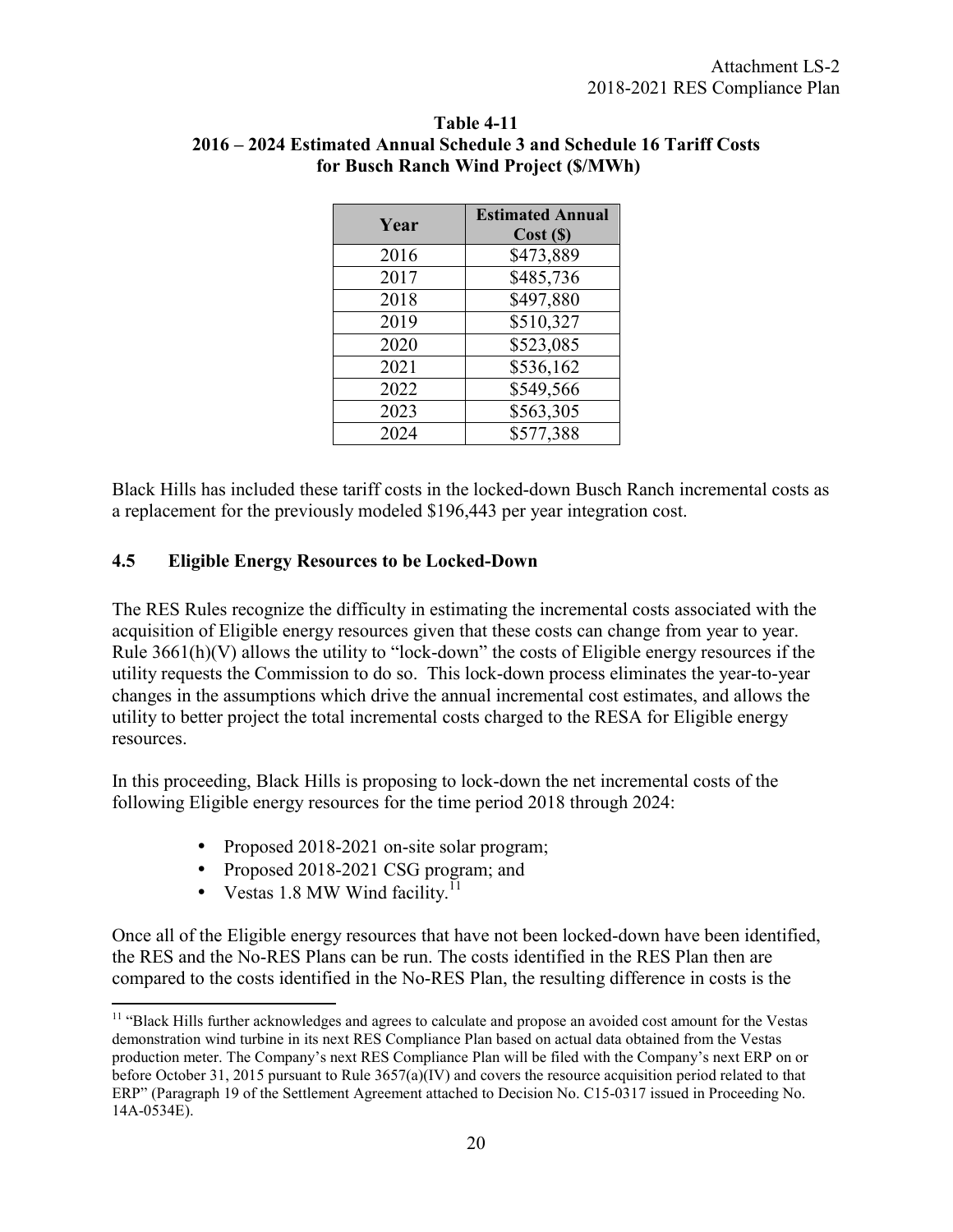**Table 4-11**
**2016 – 2024 Estimated Annual Schedule 3 and Schedule 16 Tariff Costs for Busch Ranch Wind Project ($/MWh)**

| Year | Estimated Annual Cost ($) |
|---|---|
| 2016 | $473,889 |
| 2017 | $485,736 |
| 2018 | $497,880 |
| 2019 | $510,327 |
| 2020 | $523,085 |
| 2021 | $536,162 |
| 2022 | $549,566 |
| 2023 | $563,305 |
| 2024 | $577,388 |

Black Hills has included these tariff costs in the locked-down Busch Ranch incremental costs as a replacement for the previously modeled $196,443 per year integration cost.

### 4.5 Eligible Energy Resources to be Locked-Down

The RES Rules recognize the difficulty in estimating the incremental costs associated with the acquisition of Eligible energy resources given that these costs can change from year to year. Rule 3661(h)(V) allows the utility to "lock-down" the costs of Eligible energy resources if the utility requests the Commission to do so. This lock-down process eliminates the year-to-year changes in the assumptions which drive the annual incremental cost estimates, and allows the utility to better project the total incremental costs charged to the RESA for Eligible energy resources.

In this proceeding, Black Hills is proposing to lock-down the net incremental costs of the following Eligible energy resources for the time period 2018 through 2024:

- Proposed 2018-2021 on-site solar program;
- Proposed 2018-2021 CSG program; and
- Vestas 1.8 MW Wind facility.[11]

Once all of the Eligible energy resources that have not been locked-down have been identified, the RES and the No-RES Plans can be run. The costs identified in the RES Plan then are compared to the costs identified in the No-RES Plan, the resulting difference in costs is the

[11] "Black Hills further acknowledges and agrees to calculate and propose an avoided cost amount for the Vestas demonstration wind turbine in its next RES Compliance Plan based on actual data obtained from the Vestas production meter. The Company's next RES Compliance Plan will be filed with the Company's next ERP on or before October 31, 2015 pursuant to Rule 3657(a)(IV) and covers the resource acquisition period related to that ERP" (Paragraph 19 of the Settlement Agreement attached to Decision No. C15-0317 issued in Proceeding No. 14A-0534E).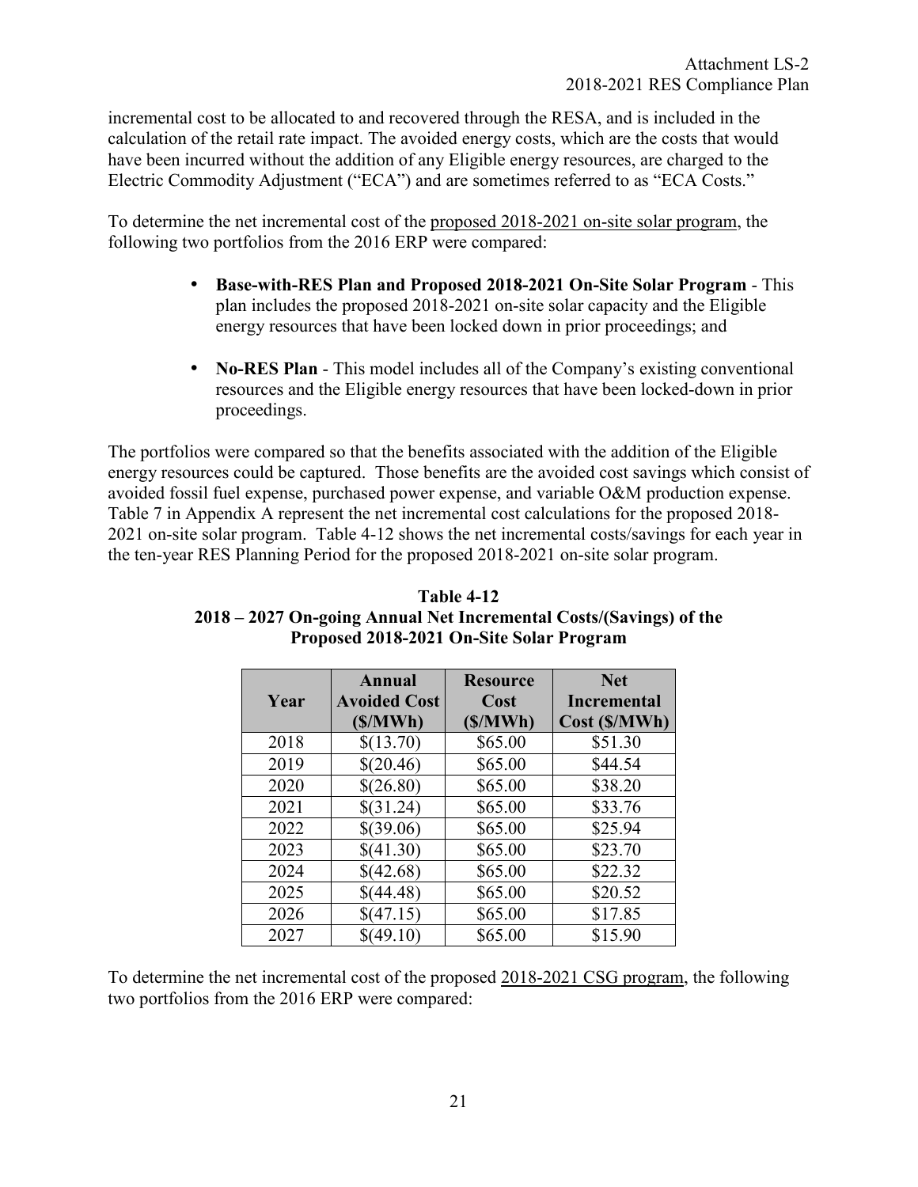incremental cost to be allocated to and recovered through the RESA, and is included in the calculation of the retail rate impact. The avoided energy costs, which are the costs that would have been incurred without the addition of any Eligible energy resources, are charged to the Electric Commodity Adjustment ("ECA") and are sometimes referred to as "ECA Costs."

To determine the net incremental cost of the proposed 2018-2021 on-site solar program, the following two portfolios from the 2016 ERP were compared:

- **Base-with-RES Plan and Proposed 2018-2021 On-Site Solar Program** - This plan includes the proposed 2018-2021 on-site solar capacity and the Eligible energy resources that have been locked down in prior proceedings; and
- **No-RES Plan** - This model includes all of the Company's existing conventional resources and the Eligible energy resources that have been locked-down in prior proceedings.

The portfolios were compared so that the benefits associated with the addition of the Eligible energy resources could be captured. Those benefits are the avoided cost savings which consist of avoided fossil fuel expense, purchased power expense, and variable O&M production expense. Table 7 in Appendix A represent the net incremental cost calculations for the proposed 2018-2021 on-site solar program. Table 4-12 shows the net incremental costs/savings for each year in the ten-year RES Planning Period for the proposed 2018-2021 on-site solar program.

**Table 4-12**
**2018 – 2027 On-going Annual Net Incremental Costs/(Savings) of the Proposed 2018-2021 On-Site Solar Program**

| Year | Annual Avoided Cost ($/MWh) | Resource Cost ($/MWh) | Net Incremental Cost ($/MWh) |
|---|---|---|---|
| 2018 | $(13.70) | $65.00 | $51.30 |
| 2019 | $(20.46) | $65.00 | $44.54 |
| 2020 | $(26.80) | $65.00 | $38.20 |
| 2021 | $(31.24) | $65.00 | $33.76 |
| 2022 | $(39.06) | $65.00 | $25.94 |
| 2023 | $(41.30) | $65.00 | $23.70 |
| 2024 | $(42.68) | $65.00 | $22.32 |
| 2025 | $(44.48) | $65.00 | $20.52 |
| 2026 | $(47.15) | $65.00 | $17.85 |
| 2027 | $(49.10) | $65.00 | $15.90 |

To determine the net incremental cost of the proposed 2018-2021 CSG program, the following two portfolios from the 2016 ERP were compared: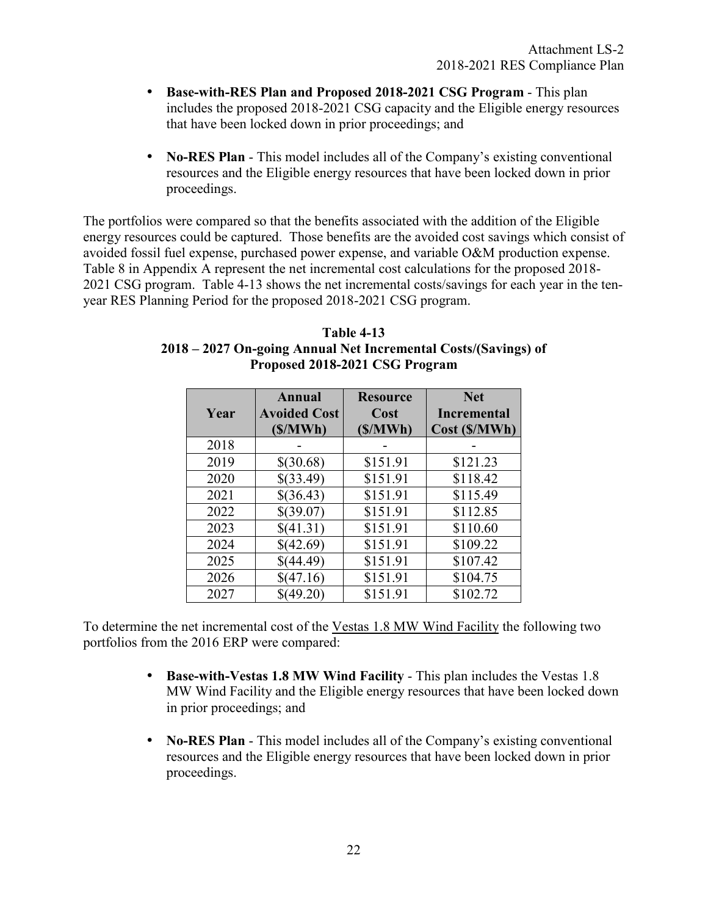- **Base-with-RES Plan and Proposed 2018-2021 CSG Program** - This plan includes the proposed 2018-2021 CSG capacity and the Eligible energy resources that have been locked down in prior proceedings; and

- **No-RES Plan** - This model includes all of the Company's existing conventional resources and the Eligible energy resources that have been locked down in prior proceedings.

The portfolios were compared so that the benefits associated with the addition of the Eligible energy resources could be captured. Those benefits are the avoided cost savings which consist of avoided fossil fuel expense, purchased power expense, and variable O&M production expense. Table 8 in Appendix A represent the net incremental cost calculations for the proposed 2018-2021 CSG program. Table 4-13 shows the net incremental costs/savings for each year in the ten-year RES Planning Period for the proposed 2018-2021 CSG program.

**Table 4-13**
**2018 – 2027 On-going Annual Net Incremental Costs/(Savings) of Proposed 2018-2021 CSG Program**

| Year | Annual Avoided Cost ($/MWh) | Resource Cost ($/MWh) | Net Incremental Cost ($/MWh) |
|---|---|---|---|
| 2018 | - | - | - |
| 2019 | $(30.68) | $151.91 | $121.23 |
| 2020 | $(33.49) | $151.91 | $118.42 |
| 2021 | $(36.43) | $151.91 | $115.49 |
| 2022 | $(39.07) | $151.91 | $112.85 |
| 2023 | $(41.31) | $151.91 | $110.60 |
| 2024 | $(42.69) | $151.91 | $109.22 |
| 2025 | $(44.49) | $151.91 | $107.42 |
| 2026 | $(47.16) | $151.91 | $104.75 |
| 2027 | $(49.20) | $151.91 | $102.72 |

To determine the net incremental cost of the Vestas 1.8 MW Wind Facility the following two portfolios from the 2016 ERP were compared:

- **Base-with-Vestas 1.8 MW Wind Facility** - This plan includes the Vestas 1.8 MW Wind Facility and the Eligible energy resources that have been locked down in prior proceedings; and

- **No-RES Plan** - This model includes all of the Company's existing conventional resources and the Eligible energy resources that have been locked down in prior proceedings.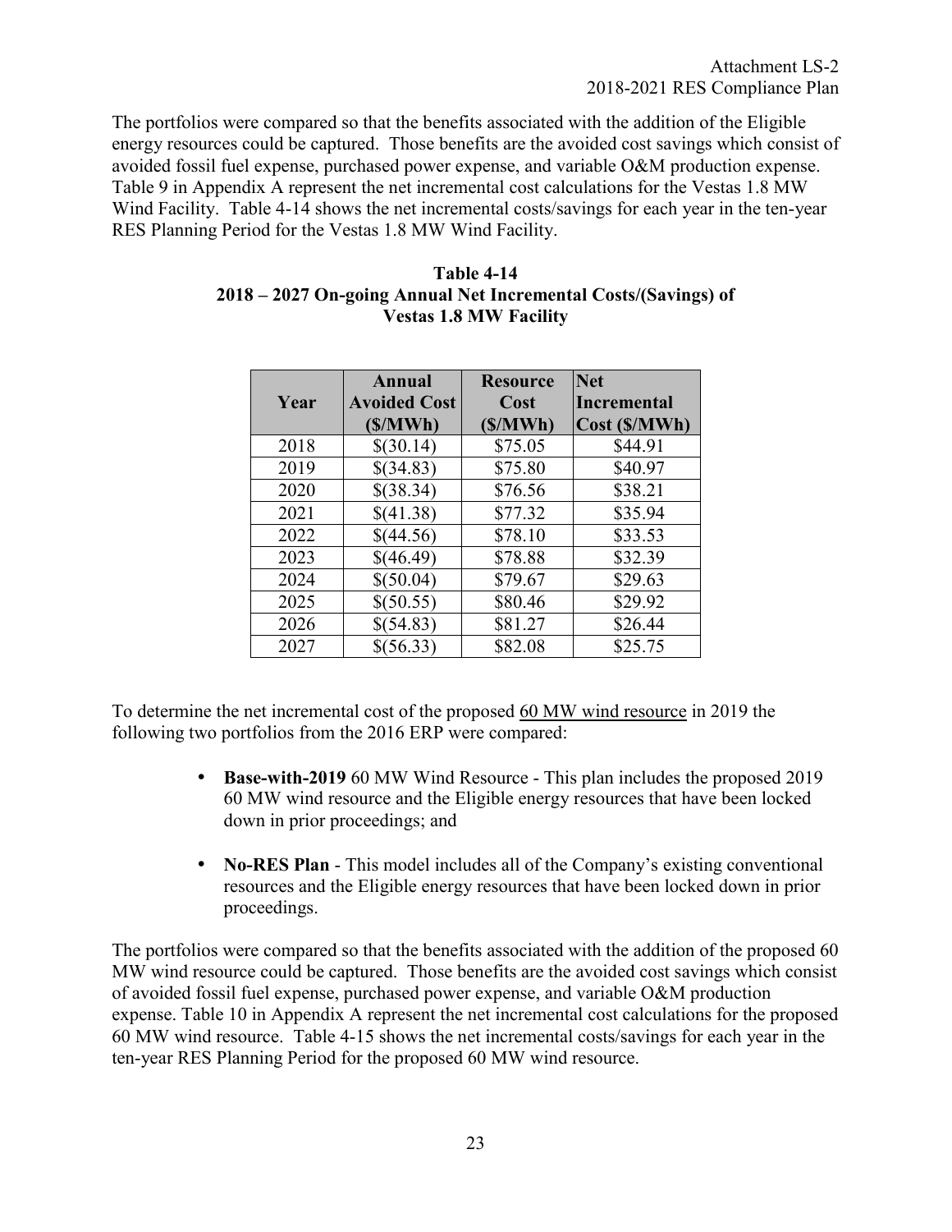The portfolios were compared so that the benefits associated with the addition of the Eligible energy resources could be captured. Those benefits are the avoided cost savings which consist of avoided fossil fuel expense, purchased power expense, and variable O&M production expense. Table 9 in Appendix A represent the net incremental cost calculations for the Vestas 1.8 MW Wind Facility. Table 4-14 shows the net incremental costs/savings for each year in the ten-year RES Planning Period for the Vestas 1.8 MW Wind Facility.

**Table 4-14**
**2018 – 2027 On-going Annual Net Incremental Costs/(Savings) of Vestas 1.8 MW Facility**

| Year | Annual Avoided Cost ($/MWh) | Resource Cost ($/MWh) | Net Incremental Cost ($/MWh) |
|---|---|---|---|
| 2018 | $(30.14) | $75.05 | $44.91 |
| 2019 | $(34.83) | $75.80 | $40.97 |
| 2020 | $(38.34) | $76.56 | $38.21 |
| 2021 | $(41.38) | $77.32 | $35.94 |
| 2022 | $(44.56) | $78.10 | $33.53 |
| 2023 | $(46.49) | $78.88 | $32.39 |
| 2024 | $(50.04) | $79.67 | $29.63 |
| 2025 | $(50.55) | $80.46 | $29.92 |
| 2026 | $(54.83) | $81.27 | $26.44 |
| 2027 | $(56.33) | $82.08 | $25.75 |

To determine the net incremental cost of the proposed 60 MW wind resource in 2019 the following two portfolios from the 2016 ERP were compared:

- **Base-with-2019** 60 MW Wind Resource - This plan includes the proposed 2019 60 MW wind resource and the Eligible energy resources that have been locked down in prior proceedings; and
- **No-RES Plan** - This model includes all of the Company's existing conventional resources and the Eligible energy resources that have been locked down in prior proceedings.

The portfolios were compared so that the benefits associated with the addition of the proposed 60 MW wind resource could be captured. Those benefits are the avoided cost savings which consist of avoided fossil fuel expense, purchased power expense, and variable O&M production expense. Table 10 in Appendix A represent the net incremental cost calculations for the proposed 60 MW wind resource. Table 4-15 shows the net incremental costs/savings for each year in the ten-year RES Planning Period for the proposed 60 MW wind resource.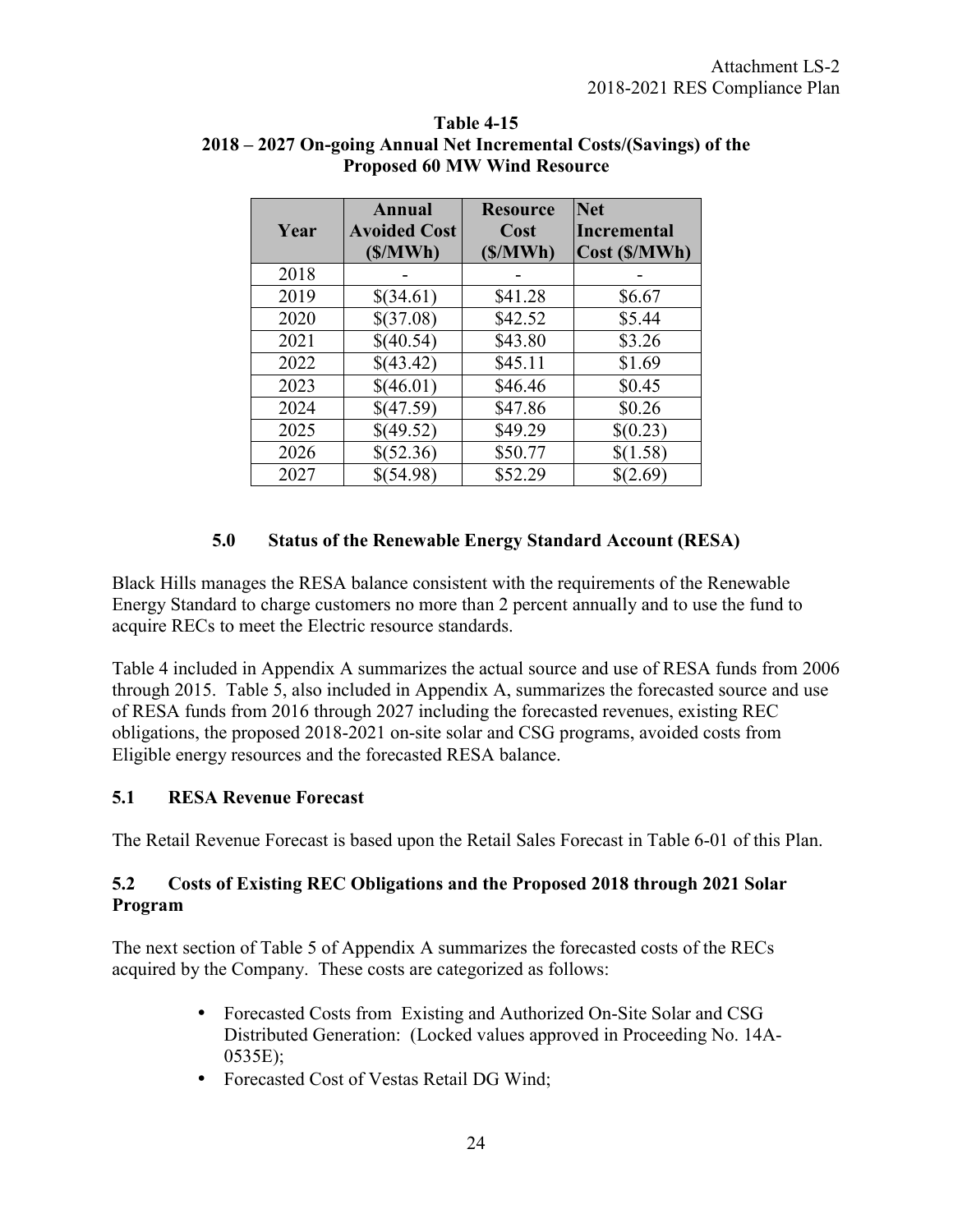**Table 4-15**
**2018 – 2027 On-going Annual Net Incremental Costs/(Savings) of the Proposed 60 MW Wind Resource**

| Year | Annual Avoided Cost ($/MWh) | Resource Cost ($/MWh) | Net Incremental Cost ($/MWh) |
|---|---|---|---|
| 2018 | - | - | - |
| 2019 | $(34.61) | $41.28 | $6.67 |
| 2020 | $(37.08) | $42.52 | $5.44 |
| 2021 | $(40.54) | $43.80 | $3.26 |
| 2022 | $(43.42) | $45.11 | $1.69 |
| 2023 | $(46.01) | $46.46 | $0.45 |
| 2024 | $(47.59) | $47.86 | $0.26 |
| 2025 | $(49.52) | $49.29 | $(0.23) |
| 2026 | $(52.36) | $50.77 | $(1.58) |
| 2027 | $(54.98) | $52.29 | $(2.69) |

## 5.0 Status of the Renewable Energy Standard Account (RESA)

Black Hills manages the RESA balance consistent with the requirements of the Renewable Energy Standard to charge customers no more than 2 percent annually and to use the fund to acquire RECs to meet the Electric resource standards.

Table 4 included in Appendix A summarizes the actual source and use of RESA funds from 2006 through 2015. Table 5, also included in Appendix A, summarizes the forecasted source and use of RESA funds from 2016 through 2027 including the forecasted revenues, existing REC obligations, the proposed 2018-2021 on-site solar and CSG programs, avoided costs from Eligible energy resources and the forecasted RESA balance.

### 5.1 RESA Revenue Forecast

The Retail Revenue Forecast is based upon the Retail Sales Forecast in Table 6-01 of this Plan.

### 5.2 Costs of Existing REC Obligations and the Proposed 2018 through 2021 Solar Program

The next section of Table 5 of Appendix A summarizes the forecasted costs of the RECs acquired by the Company. These costs are categorized as follows:

- Forecasted Costs from Existing and Authorized On-Site Solar and CSG Distributed Generation: (Locked values approved in Proceeding No. 14A-0535E);
- Forecasted Cost of Vestas Retail DG Wind;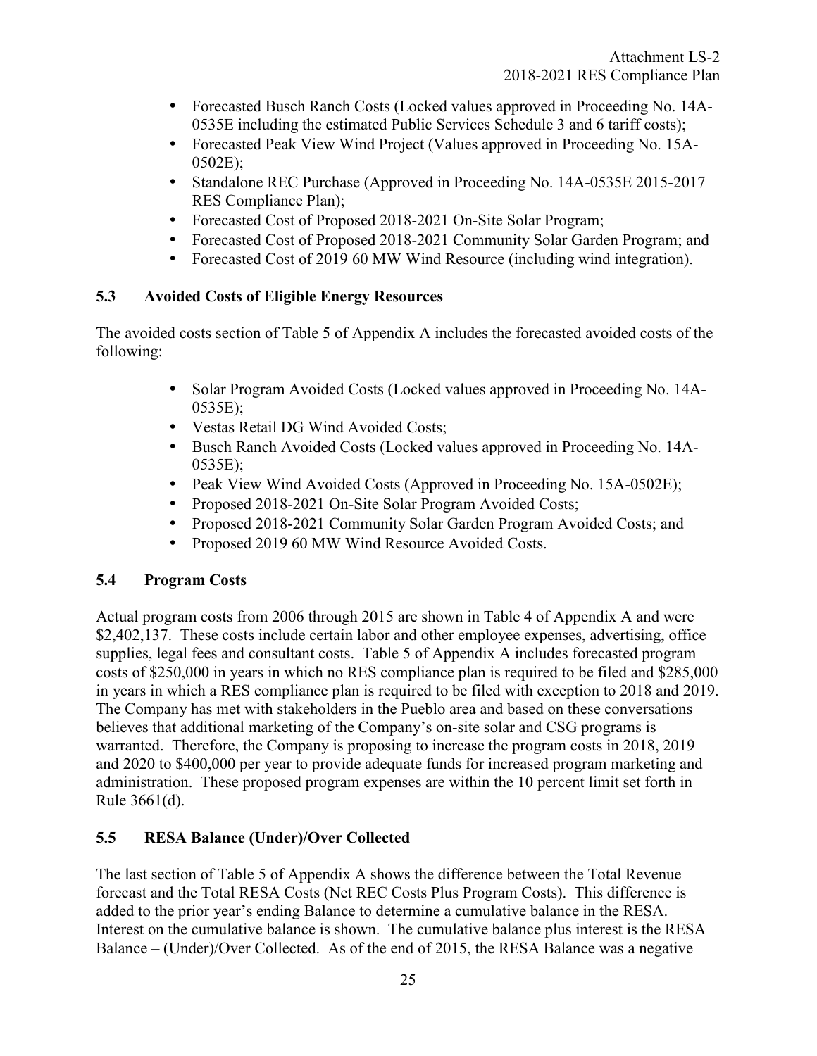- Forecasted Busch Ranch Costs (Locked values approved in Proceeding No. 14A-0535E including the estimated Public Services Schedule 3 and 6 tariff costs);
- Forecasted Peak View Wind Project (Values approved in Proceeding No. 15A-0502E);
- Standalone REC Purchase (Approved in Proceeding No. 14A-0535E 2015-2017 RES Compliance Plan);
- Forecasted Cost of Proposed 2018-2021 On-Site Solar Program;
- Forecasted Cost of Proposed 2018-2021 Community Solar Garden Program; and
- Forecasted Cost of 2019 60 MW Wind Resource (including wind integration).

## 5.3 Avoided Costs of Eligible Energy Resources

The avoided costs section of Table 5 of Appendix A includes the forecasted avoided costs of the following:

- Solar Program Avoided Costs (Locked values approved in Proceeding No. 14A-0535E);
- Vestas Retail DG Wind Avoided Costs;
- Busch Ranch Avoided Costs (Locked values approved in Proceeding No. 14A-0535E);
- Peak View Wind Avoided Costs (Approved in Proceeding No. 15A-0502E);
- Proposed 2018-2021 On-Site Solar Program Avoided Costs;
- Proposed 2018-2021 Community Solar Garden Program Avoided Costs; and
- Proposed 2019 60 MW Wind Resource Avoided Costs.

## 5.4 Program Costs

Actual program costs from 2006 through 2015 are shown in Table 4 of Appendix A and were $2,402,137. These costs include certain labor and other employee expenses, advertising, office supplies, legal fees and consultant costs. Table 5 of Appendix A includes forecasted program costs of $250,000 in years in which no RES compliance plan is required to be filed and $285,000 in years in which a RES compliance plan is required to be filed with exception to 2018 and 2019. The Company has met with stakeholders in the Pueblo area and based on these conversations believes that additional marketing of the Company's on-site solar and CSG programs is warranted. Therefore, the Company is proposing to increase the program costs in 2018, 2019 and 2020 to $400,000 per year to provide adequate funds for increased program marketing and administration. These proposed program expenses are within the 10 percent limit set forth in Rule 3661(d).

## 5.5 RESA Balance (Under)/Over Collected

The last section of Table 5 of Appendix A shows the difference between the Total Revenue forecast and the Total RESA Costs (Net REC Costs Plus Program Costs). This difference is added to the prior year's ending Balance to determine a cumulative balance in the RESA. Interest on the cumulative balance is shown. The cumulative balance plus interest is the RESA Balance – (Under)/Over Collected. As of the end of 2015, the RESA Balance was a negative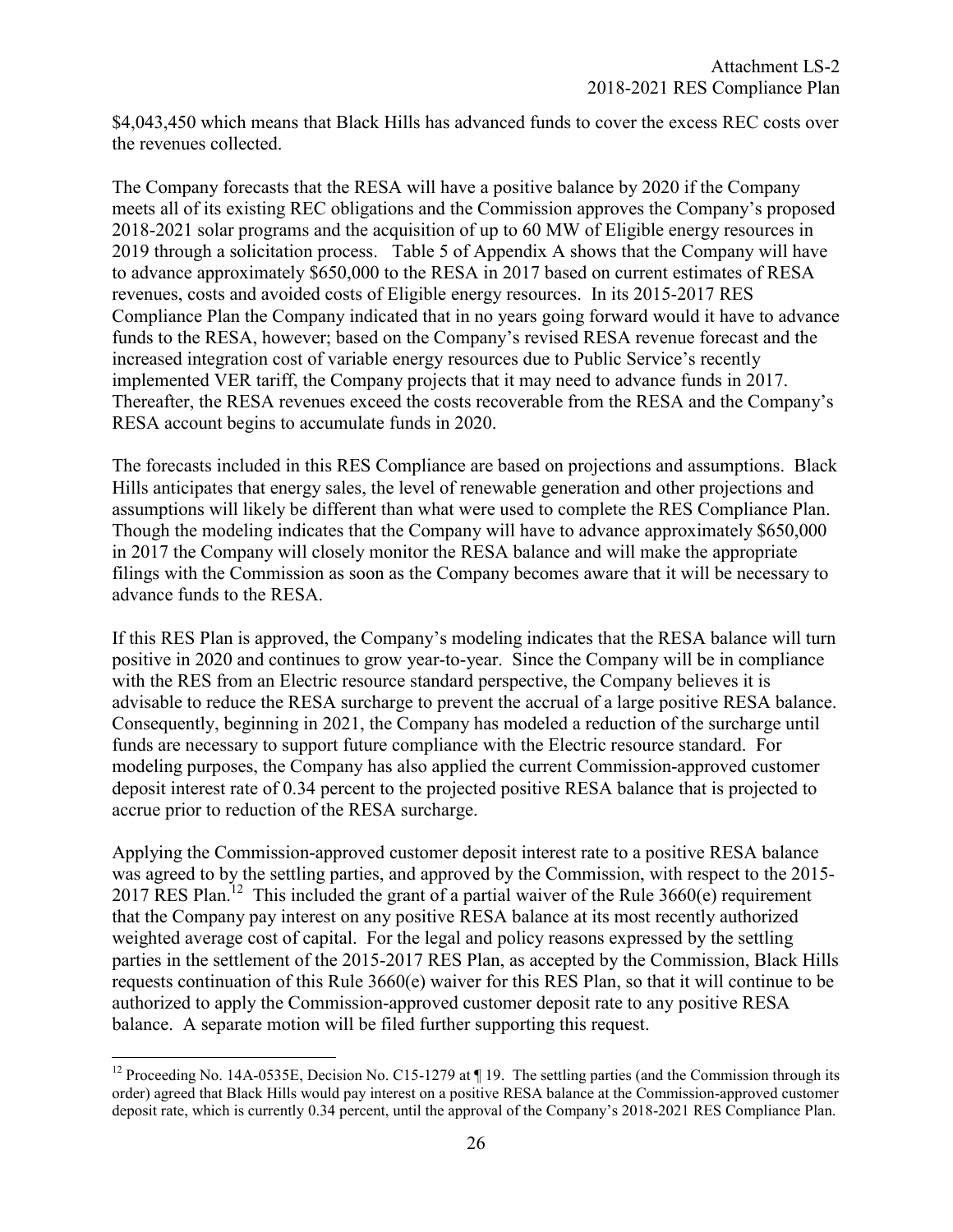$4,043,450 which means that Black Hills has advanced funds to cover the excess REC costs over the revenues collected.

The Company forecasts that the RESA will have a positive balance by 2020 if the Company meets all of its existing REC obligations and the Commission approves the Company's proposed 2018-2021 solar programs and the acquisition of up to 60 MW of Eligible energy resources in 2019 through a solicitation process. Table 5 of Appendix A shows that the Company will have to advance approximately $650,000 to the RESA in 2017 based on current estimates of RESA revenues, costs and avoided costs of Eligible energy resources. In its 2015-2017 RES Compliance Plan the Company indicated that in no years going forward would it have to advance funds to the RESA, however; based on the Company's revised RESA revenue forecast and the increased integration cost of variable energy resources due to Public Service's recently implemented VER tariff, the Company projects that it may need to advance funds in 2017. Thereafter, the RESA revenues exceed the costs recoverable from the RESA and the Company's RESA account begins to accumulate funds in 2020.

The forecasts included in this RES Compliance are based on projections and assumptions. Black Hills anticipates that energy sales, the level of renewable generation and other projections and assumptions will likely be different than what were used to complete the RES Compliance Plan. Though the modeling indicates that the Company will have to advance approximately $650,000 in 2017 the Company will closely monitor the RESA balance and will make the appropriate filings with the Commission as soon as the Company becomes aware that it will be necessary to advance funds to the RESA.

If this RES Plan is approved, the Company's modeling indicates that the RESA balance will turn positive in 2020 and continues to grow year-to-year. Since the Company will be in compliance with the RES from an Electric resource standard perspective, the Company believes it is advisable to reduce the RESA surcharge to prevent the accrual of a large positive RESA balance. Consequently, beginning in 2021, the Company has modeled a reduction of the surcharge until funds are necessary to support future compliance with the Electric resource standard. For modeling purposes, the Company has also applied the current Commission-approved customer deposit interest rate of 0.34 percent to the projected positive RESA balance that is projected to accrue prior to reduction of the RESA surcharge.

Applying the Commission-approved customer deposit interest rate to a positive RESA balance was agreed to by the settling parties, and approved by the Commission, with respect to the 2015-2017 RES Plan.[12] This included the grant of a partial waiver of the Rule 3660(e) requirement that the Company pay interest on any positive RESA balance at its most recently authorized weighted average cost of capital. For the legal and policy reasons expressed by the settling parties in the settlement of the 2015-2017 RES Plan, as accepted by the Commission, Black Hills requests continuation of this Rule 3660(e) waiver for this RES Plan, so that it will continue to be authorized to apply the Commission-approved customer deposit rate to any positive RESA balance. A separate motion will be filed further supporting this request.

---

[12] Proceeding No. 14A-0535E, Decision No. C15-1279 at ¶ 19. The settling parties (and the Commission through its order) agreed that Black Hills would pay interest on a positive RESA balance at the Commission-approved customer deposit rate, which is currently 0.34 percent, until the approval of the Company's 2018-2021 RES Compliance Plan.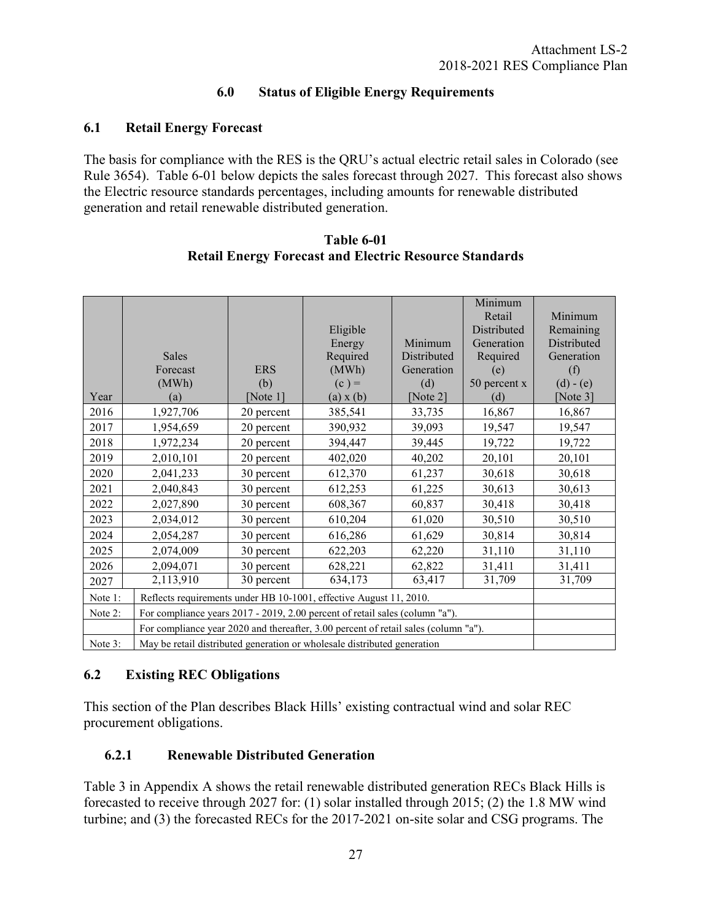## 6.0 Status of Eligible Energy Requirements

### 6.1 Retail Energy Forecast

The basis for compliance with the RES is the QRU's actual electric retail sales in Colorado (see Rule 3654). Table 6-01 below depicts the sales forecast through 2027. This forecast also shows the Electric resource standards percentages, including amounts for renewable distributed generation and retail renewable distributed generation.

**Table 6-01**
**Retail Energy Forecast and Electric Resource Standards**

| Year | Sales Forecast (MWh) (a) | ERS (b) [Note 1] | Eligible Energy Required (MWh) (c ) = (a) x (b) | Minimum Distributed Generation (d) [Note 2] | Minimum Retail Distributed Generation Required (e) 50 percent x (d) | Minimum Remaining Distributed Generation (f) (d) - (e) [Note 3] |
|---|---|---|---|---|---|---|
| 2016 | 1,927,706 | 20 percent | 385,541 | 33,735 | 16,867 | 16,867 |
| 2017 | 1,954,659 | 20 percent | 390,932 | 39,093 | 19,547 | 19,547 |
| 2018 | 1,972,234 | 20 percent | 394,447 | 39,445 | 19,722 | 19,722 |
| 2019 | 2,010,101 | 20 percent | 402,020 | 40,202 | 20,101 | 20,101 |
| 2020 | 2,041,233 | 30 percent | 612,370 | 61,237 | 30,618 | 30,618 |
| 2021 | 2,040,843 | 30 percent | 612,253 | 61,225 | 30,613 | 30,613 |
| 2022 | 2,027,890 | 30 percent | 608,367 | 60,837 | 30,418 | 30,418 |
| 2023 | 2,034,012 | 30 percent | 610,204 | 61,020 | 30,510 | 30,510 |
| 2024 | 2,054,287 | 30 percent | 616,286 | 61,629 | 30,814 | 30,814 |
| 2025 | 2,074,009 | 30 percent | 622,203 | 62,220 | 31,110 | 31,110 |
| 2026 | 2,094,071 | 30 percent | 628,221 | 62,822 | 31,411 | 31,411 |
| 2027 | 2,113,910 | 30 percent | 634,173 | 63,417 | 31,709 | 31,709 |
| Note 1: | Reflects requirements under HB 10-1001, effective August 11, 2010. | | | | | |
| Note 2: | For compliance years 2017 - 2019, 2.00 percent of retail sales (column "a"). | | | | | |
| | For compliance year 2020 and thereafter, 3.00 percent of retail sales (column "a"). | | | | | |
| Note 3: | May be retail distributed generation or wholesale distributed generation | | | | | |

### 6.2 Existing REC Obligations

This section of the Plan describes Black Hills' existing contractual wind and solar REC procurement obligations.

#### 6.2.1 Renewable Distributed Generation

Table 3 in Appendix A shows the retail renewable distributed generation RECs Black Hills is forecasted to receive through 2027 for: (1) solar installed through 2015; (2) the 1.8 MW wind turbine; and (3) the forecasted RECs for the 2017-2021 on-site solar and CSG programs. The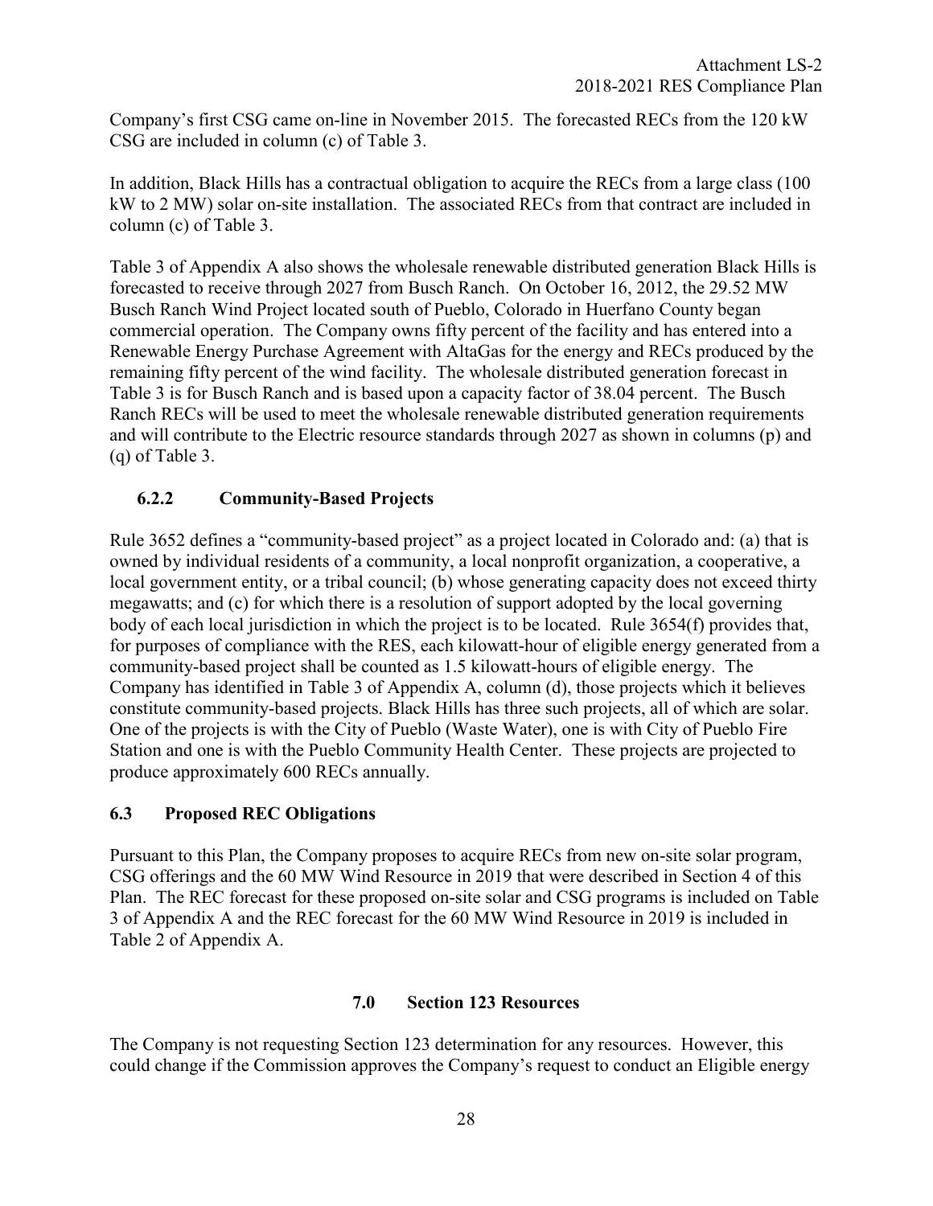Company's first CSG came on-line in November 2015. The forecasted RECs from the 120 kW CSG are included in column (c) of Table 3.

In addition, Black Hills has a contractual obligation to acquire the RECs from a large class (100 kW to 2 MW) solar on-site installation. The associated RECs from that contract are included in column (c) of Table 3.

Table 3 of Appendix A also shows the wholesale renewable distributed generation Black Hills is forecasted to receive through 2027 from Busch Ranch. On October 16, 2012, the 29.52 MW Busch Ranch Wind Project located south of Pueblo, Colorado in Huerfano County began commercial operation. The Company owns fifty percent of the facility and has entered into a Renewable Energy Purchase Agreement with AltaGas for the energy and RECs produced by the remaining fifty percent of the wind facility. The wholesale distributed generation forecast in Table 3 is for Busch Ranch and is based upon a capacity factor of 38.04 percent. The Busch Ranch RECs will be used to meet the wholesale renewable distributed generation requirements and will contribute to the Electric resource standards through 2027 as shown in columns (p) and (q) of Table 3.

### 6.2.2 Community-Based Projects

Rule 3652 defines a "community-based project" as a project located in Colorado and: (a) that is owned by individual residents of a community, a local nonprofit organization, a cooperative, a local government entity, or a tribal council; (b) whose generating capacity does not exceed thirty megawatts; and (c) for which there is a resolution of support adopted by the local governing body of each local jurisdiction in which the project is to be located. Rule 3654(f) provides that, for purposes of compliance with the RES, each kilowatt-hour of eligible energy generated from a community-based project shall be counted as 1.5 kilowatt-hours of eligible energy. The Company has identified in Table 3 of Appendix A, column (d), those projects which it believes constitute community-based projects. Black Hills has three such projects, all of which are solar. One of the projects is with the City of Pueblo (Waste Water), one is with City of Pueblo Fire Station and one is with the Pueblo Community Health Center. These projects are projected to produce approximately 600 RECs annually.

## 6.3 Proposed REC Obligations

Pursuant to this Plan, the Company proposes to acquire RECs from new on-site solar program, CSG offerings and the 60 MW Wind Resource in 2019 that were described in Section 4 of this Plan. The REC forecast for these proposed on-site solar and CSG programs is included on Table 3 of Appendix A and the REC forecast for the 60 MW Wind Resource in 2019 is included in Table 2 of Appendix A.

# 7.0 Section 123 Resources

The Company is not requesting Section 123 determination for any resources. However, this could change if the Commission approves the Company's request to conduct an Eligible energy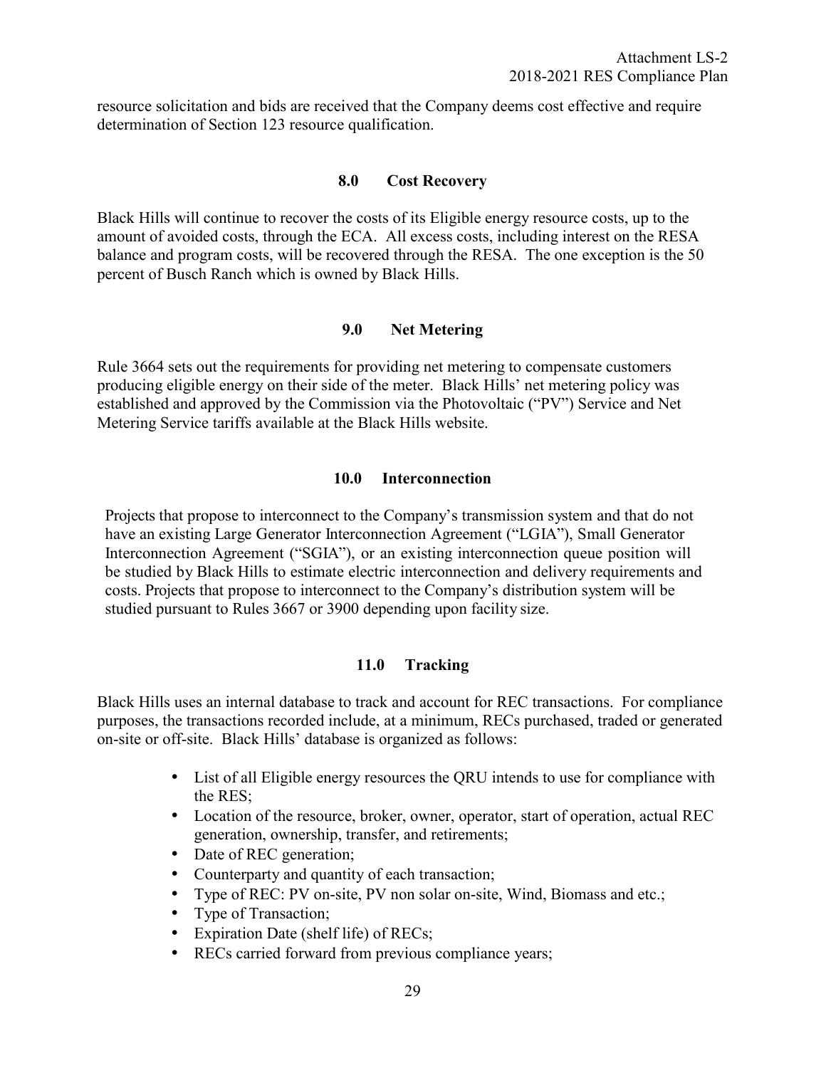resource solicitation and bids are received that the Company deems cost effective and require determination of Section 123 resource qualification.

## 8.0 Cost Recovery

Black Hills will continue to recover the costs of its Eligible energy resource costs, up to the amount of avoided costs, through the ECA. All excess costs, including interest on the RESA balance and program costs, will be recovered through the RESA. The one exception is the 50 percent of Busch Ranch which is owned by Black Hills.

## 9.0 Net Metering

Rule 3664 sets out the requirements for providing net metering to compensate customers producing eligible energy on their side of the meter. Black Hills' net metering policy was established and approved by the Commission via the Photovoltaic ("PV") Service and Net Metering Service tariffs available at the Black Hills website.

## 10.0 Interconnection

Projects that propose to interconnect to the Company's transmission system and that do not have an existing Large Generator Interconnection Agreement ("LGIA"), Small Generator Interconnection Agreement ("SGIA"), or an existing interconnection queue position will be studied by Black Hills to estimate electric interconnection and delivery requirements and costs. Projects that propose to interconnect to the Company's distribution system will be studied pursuant to Rules 3667 or 3900 depending upon facility size.

## 11.0 Tracking

Black Hills uses an internal database to track and account for REC transactions. For compliance purposes, the transactions recorded include, at a minimum, RECs purchased, traded or generated on-site or off-site. Black Hills' database is organized as follows:

- List of all Eligible energy resources the QRU intends to use for compliance with the RES;
- Location of the resource, broker, owner, operator, start of operation, actual REC generation, ownership, transfer, and retirements;
- Date of REC generation;
- Counterparty and quantity of each transaction;
- Type of REC: PV on-site, PV non solar on-site, Wind, Biomass and etc.;
- Type of Transaction;
- Expiration Date (shelf life) of RECs;
- RECs carried forward from previous compliance years;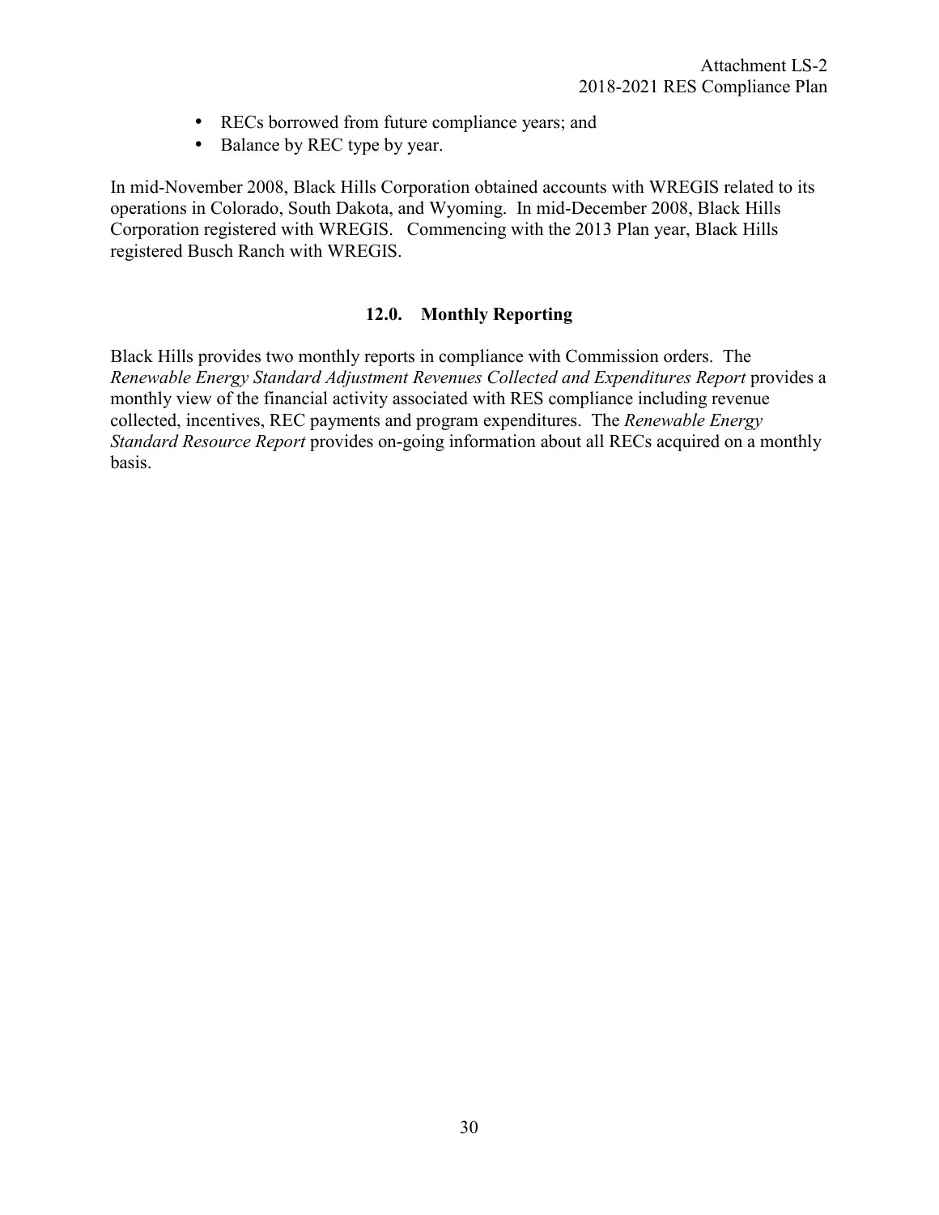- RECs borrowed from future compliance years; and
- Balance by REC type by year.

In mid-November 2008, Black Hills Corporation obtained accounts with WREGIS related to its operations in Colorado, South Dakota, and Wyoming. In mid-December 2008, Black Hills Corporation registered with WREGIS. Commencing with the 2013 Plan year, Black Hills registered Busch Ranch with WREGIS.

## 12.0. Monthly Reporting

Black Hills provides two monthly reports in compliance with Commission orders. The *Renewable Energy Standard Adjustment Revenues Collected and Expenditures Report* provides a monthly view of the financial activity associated with RES compliance including revenue collected, incentives, REC payments and program expenditures. The *Renewable Energy Standard Resource Report* provides on-going information about all RECs acquired on a monthly basis.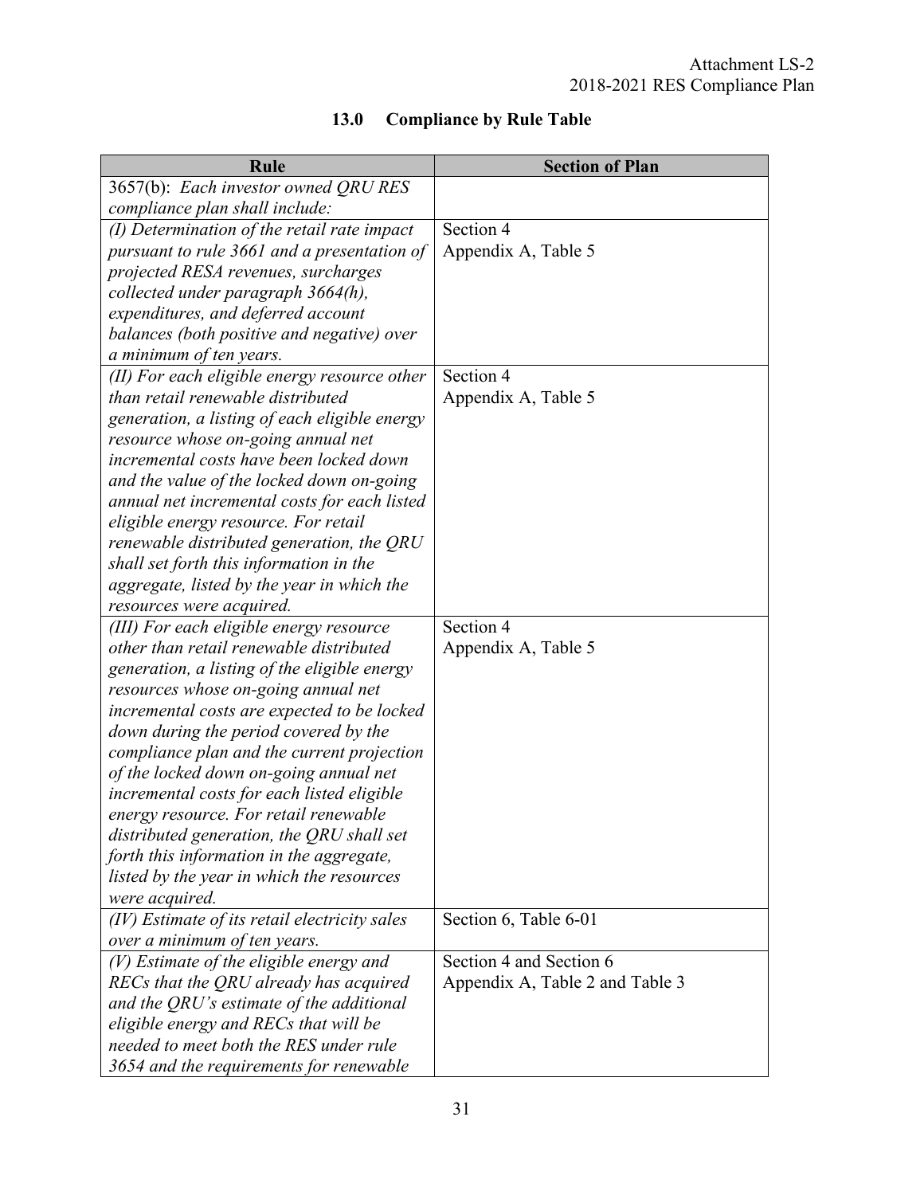## 13.0 Compliance by Rule Table

| Rule | Section of Plan |
|---|---|
| 3657(b): *Each investor owned QRU RES compliance plan shall include:* | |
| *(I) Determination of the retail rate impact pursuant to rule 3661 and a presentation of projected RESA revenues, surcharges collected under paragraph 3664(h), expenditures, and deferred account balances (both positive and negative) over a minimum of ten years.* | Section 4<br>Appendix A, Table 5 |
| *(II) For each eligible energy resource other than retail renewable distributed generation, a listing of each eligible energy resource whose on-going annual net incremental costs have been locked down and the value of the locked down on-going annual net incremental costs for each listed eligible energy resource. For retail renewable distributed generation, the QRU shall set forth this information in the aggregate, listed by the year in which the resources were acquired.* | Section 4<br>Appendix A, Table 5 |
| *(III) For each eligible energy resource other than retail renewable distributed generation, a listing of the eligible energy resources whose on-going annual net incremental costs are expected to be locked down during the period covered by the compliance plan and the current projection of the locked down on-going annual net incremental costs for each listed eligible energy resource. For retail renewable distributed generation, the QRU shall set forth this information in the aggregate, listed by the year in which the resources were acquired.* | Section 4<br>Appendix A, Table 5 |
| *(IV) Estimate of its retail electricity sales over a minimum of ten years.* | Section 6, Table 6-01 |
| *(V) Estimate of the eligible energy and RECs that the QRU already has acquired and the QRU's estimate of the additional eligible energy and RECs that will be needed to meet both the RES under rule 3654 and the requirements for renewable* | Section 4 and Section 6<br>Appendix A, Table 2 and Table 3 |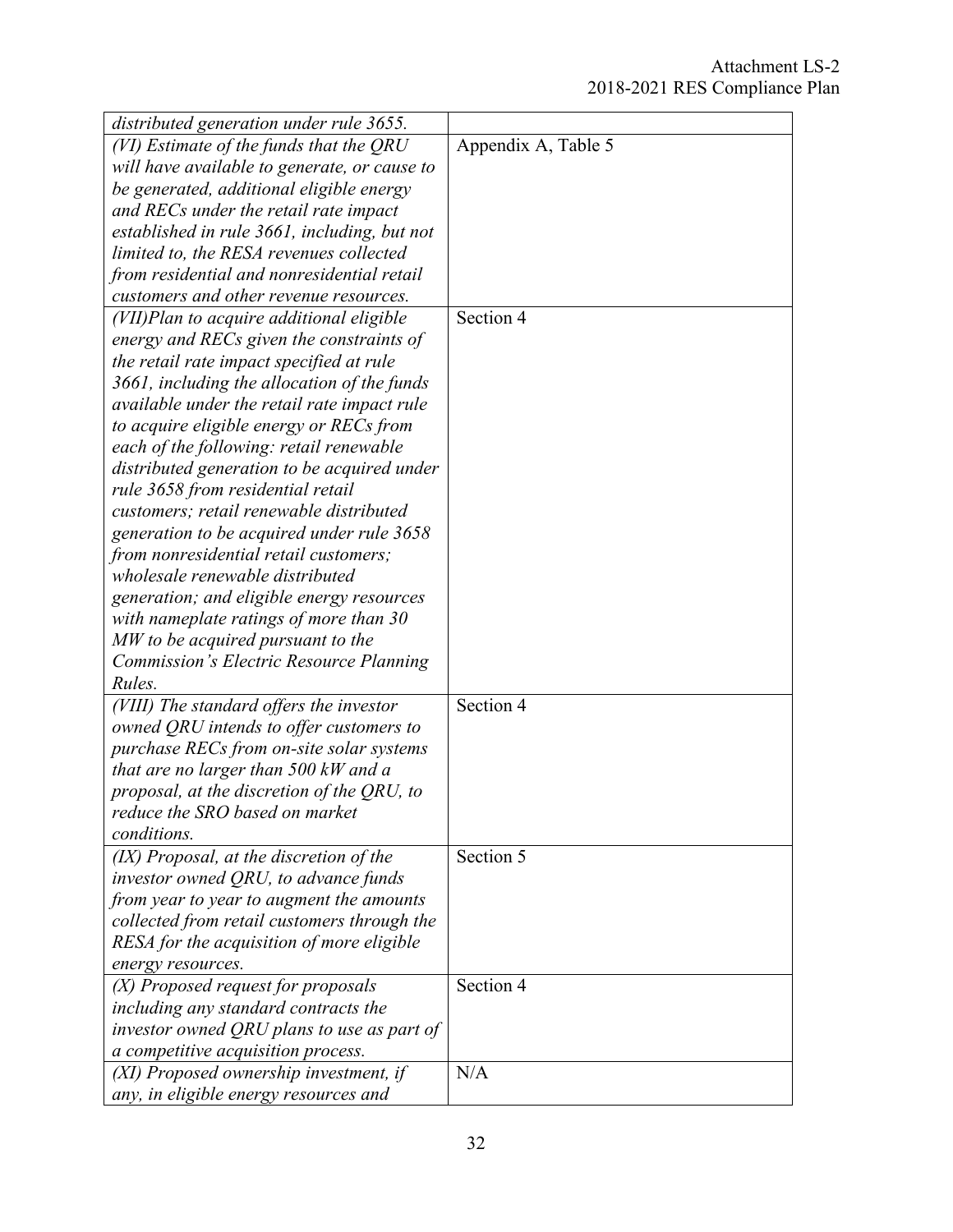| | |
|---|---|
| *distributed generation under rule 3655.* | |
| *(VI) Estimate of the funds that the QRU will have available to generate, or cause to be generated, additional eligible energy and RECs under the retail rate impact established in rule 3661, including, but not limited to, the RESA revenues collected from residential and nonresidential retail customers and other revenue resources.* | Appendix A, Table 5 |
| *(VII)Plan to acquire additional eligible energy and RECs given the constraints of the retail rate impact specified at rule 3661, including the allocation of the funds available under the retail rate impact rule to acquire eligible energy or RECs from each of the following: retail renewable distributed generation to be acquired under rule 3658 from residential retail customers; retail renewable distributed generation to be acquired under rule 3658 from nonresidential retail customers; wholesale renewable distributed generation; and eligible energy resources with nameplate ratings of more than 30 MW to be acquired pursuant to the Commission's Electric Resource Planning Rules.* | Section 4 |
| *(VIII) The standard offers the investor owned QRU intends to offer customers to purchase RECs from on-site solar systems that are no larger than 500 kW and a proposal, at the discretion of the QRU, to reduce the SRO based on market conditions.* | Section 4 |
| *(IX) Proposal, at the discretion of the investor owned QRU, to advance funds from year to year to augment the amounts collected from retail customers through the RESA for the acquisition of more eligible energy resources.* | Section 5 |
| *(X) Proposed request for proposals including any standard contracts the investor owned QRU plans to use as part of a competitive acquisition process.* | Section 4 |
| *(XI) Proposed ownership investment, if any, in eligible energy resources and* | N/A |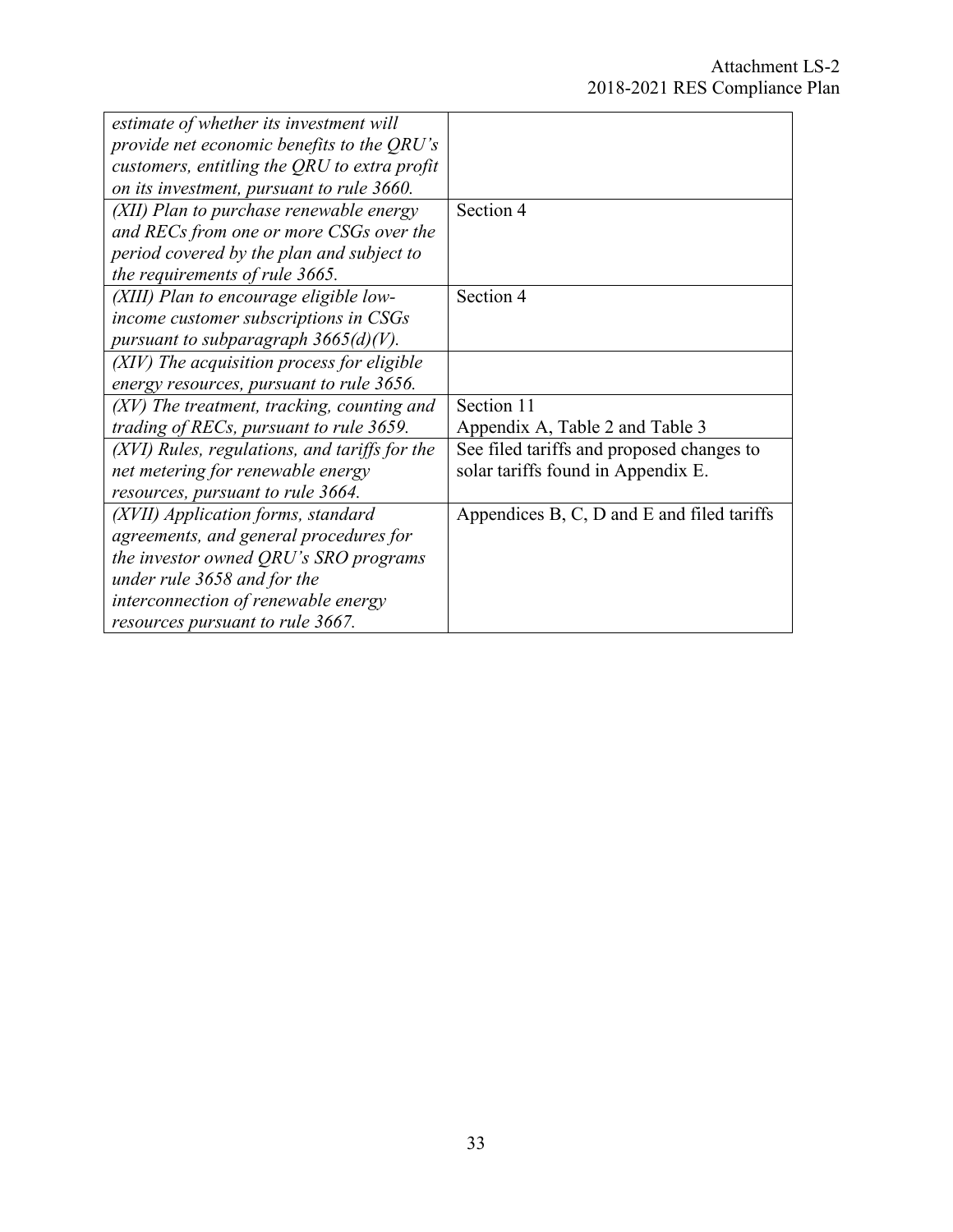| | |
|---|---|
| *estimate of whether its investment will provide net economic benefits to the QRU's customers, entitling the QRU to extra profit on its investment, pursuant to rule 3660.* | |
| *(XII) Plan to purchase renewable energy and RECs from one or more CSGs over the period covered by the plan and subject to the requirements of rule 3665.* | Section 4 |
| *(XIII) Plan to encourage eligible low-income customer subscriptions in CSGs pursuant to subparagraph 3665(d)(V).* | Section 4 |
| *(XIV) The acquisition process for eligible energy resources, pursuant to rule 3656.* | |
| *(XV) The treatment, tracking, counting and trading of RECs, pursuant to rule 3659.* | Section 11<br>Appendix A, Table 2 and Table 3 |
| *(XVI) Rules, regulations, and tariffs for the net metering for renewable energy resources, pursuant to rule 3664.* | See filed tariffs and proposed changes to solar tariffs found in Appendix E. |
| *(XVII) Application forms, standard agreements, and general procedures for the investor owned QRU's SRO programs under rule 3658 and for the interconnection of renewable energy resources pursuant to rule 3667.* | Appendices B, C, D and E and filed tariffs |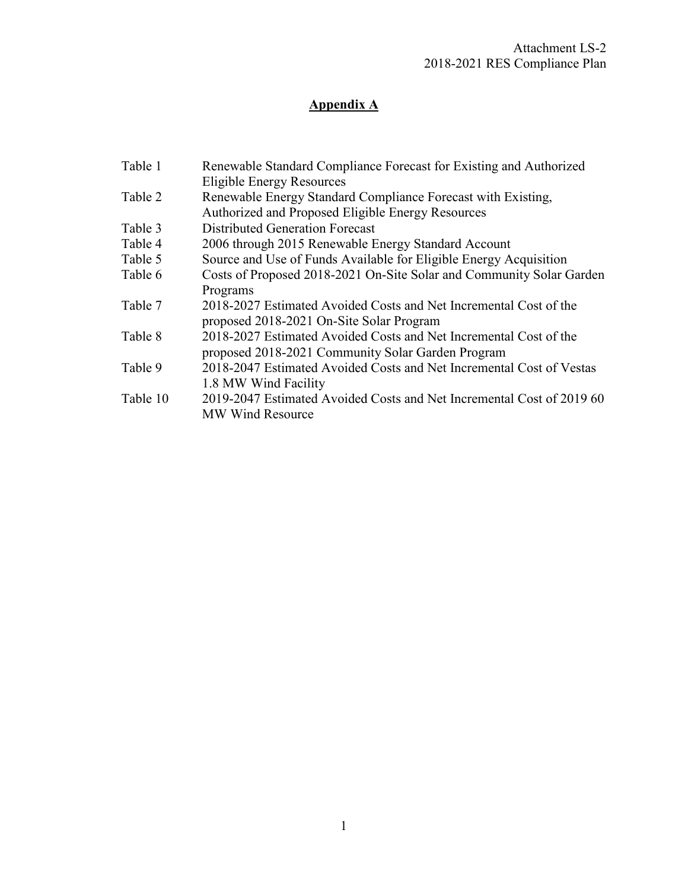# Appendix A

| | |
|---|---|
| Table 1 | Renewable Standard Compliance Forecast for Existing and Authorized Eligible Energy Resources |
| Table 2 | Renewable Energy Standard Compliance Forecast with Existing, Authorized and Proposed Eligible Energy Resources |
| Table 3 | Distributed Generation Forecast |
| Table 4 | 2006 through 2015 Renewable Energy Standard Account |
| Table 5 | Source and Use of Funds Available for Eligible Energy Acquisition |
| Table 6 | Costs of Proposed 2018-2021 On-Site Solar and Community Solar Garden Programs |
| Table 7 | 2018-2027 Estimated Avoided Costs and Net Incremental Cost of the proposed 2018-2021 On-Site Solar Program |
| Table 8 | 2018-2027 Estimated Avoided Costs and Net Incremental Cost of the proposed 2018-2021 Community Solar Garden Program |
| Table 9 | 2018-2047 Estimated Avoided Costs and Net Incremental Cost of Vestas 1.8 MW Wind Facility |
| Table 10 | 2019-2047 Estimated Avoided Costs and Net Incremental Cost of 2019 60 MW Wind Resource |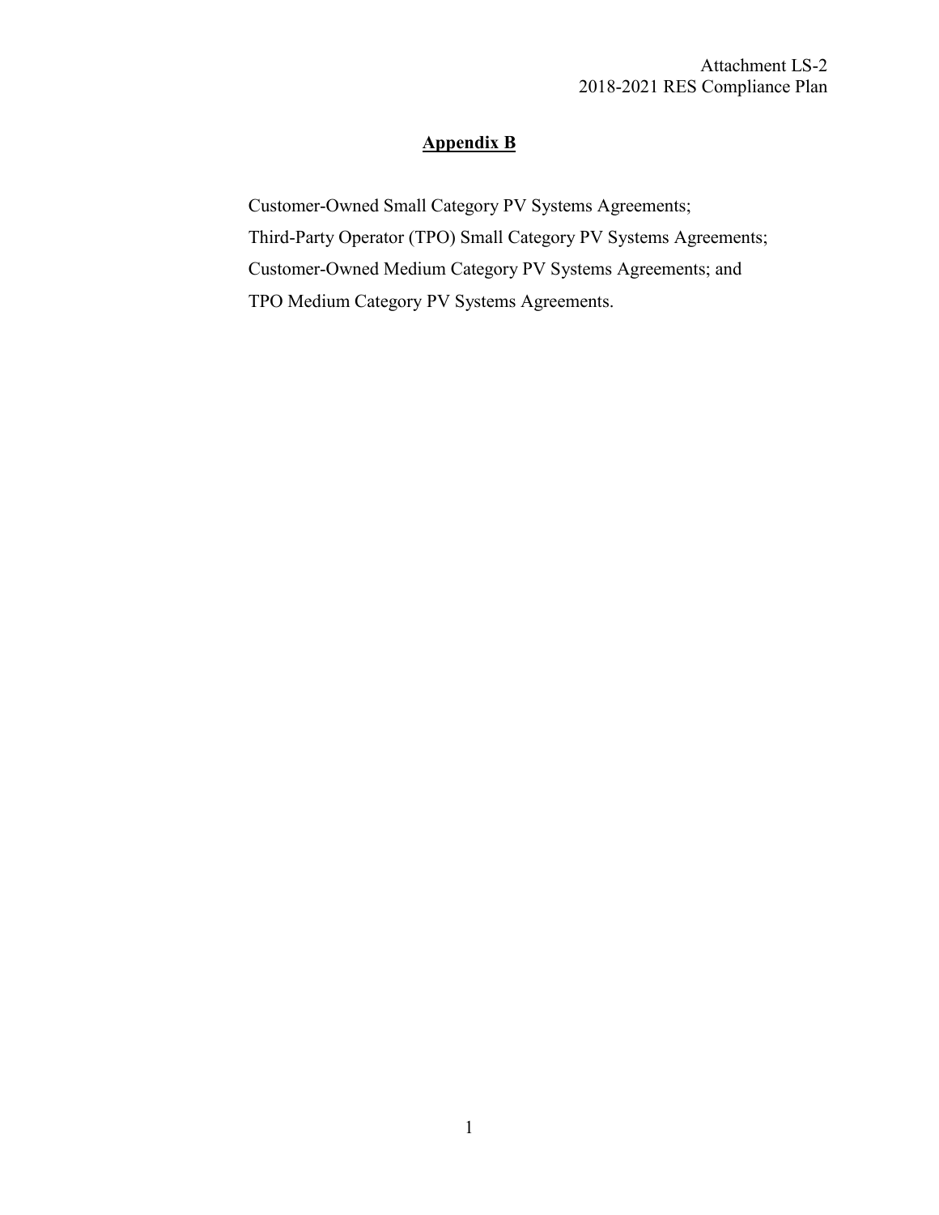## Appendix B

Customer-Owned Small Category PV Systems Agreements;

Third-Party Operator (TPO) Small Category PV Systems Agreements;

Customer-Owned Medium Category PV Systems Agreements; and

TPO Medium Category PV Systems Agreements.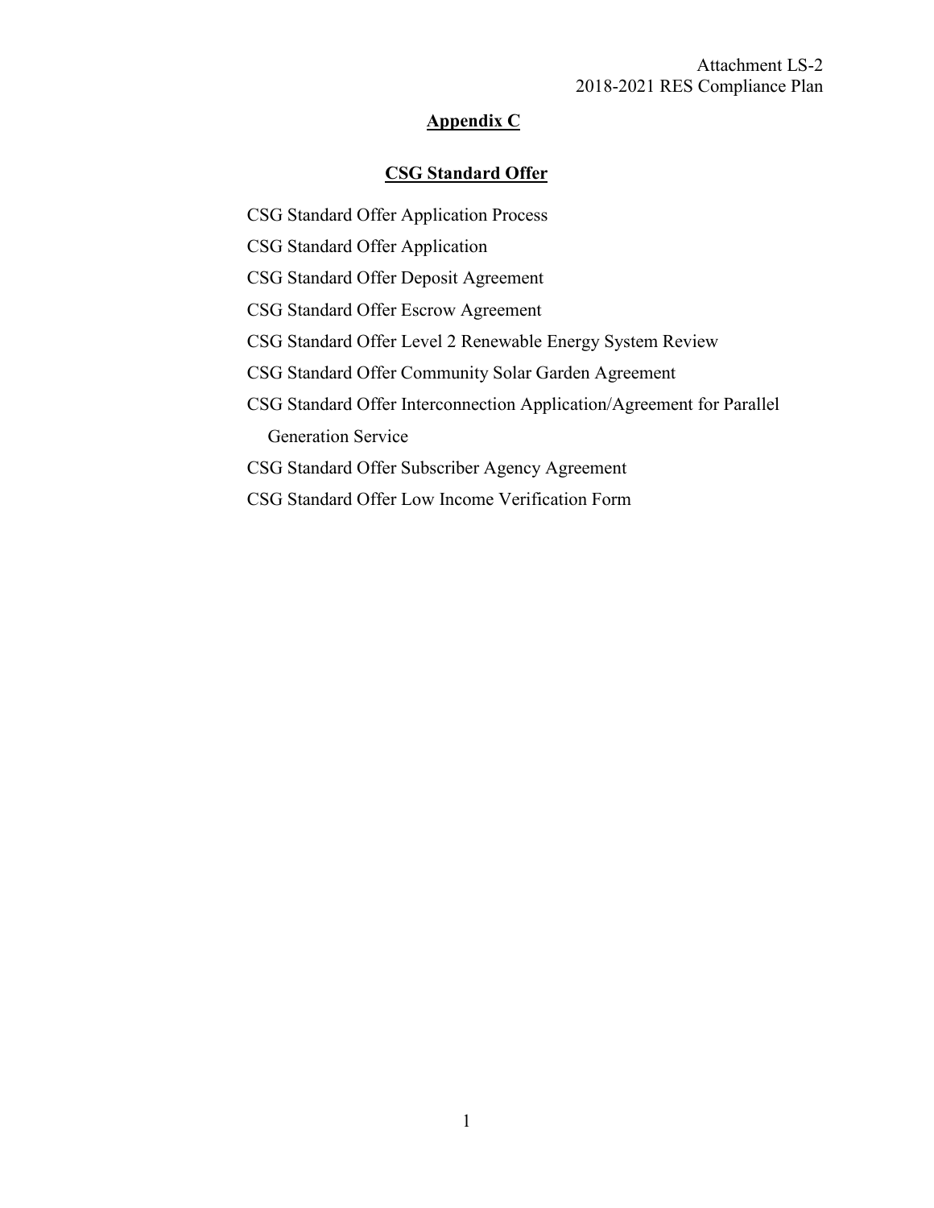Attachment LS-2
2018-2021 RES Compliance Plan

## Appendix C

## CSG Standard Offer

CSG Standard Offer Application Process

CSG Standard Offer Application

CSG Standard Offer Deposit Agreement

CSG Standard Offer Escrow Agreement

CSG Standard Offer Level 2 Renewable Energy System Review

CSG Standard Offer Community Solar Garden Agreement

CSG Standard Offer Interconnection Application/Agreement for Parallel Generation Service

CSG Standard Offer Subscriber Agency Agreement

CSG Standard Offer Low Income Verification Form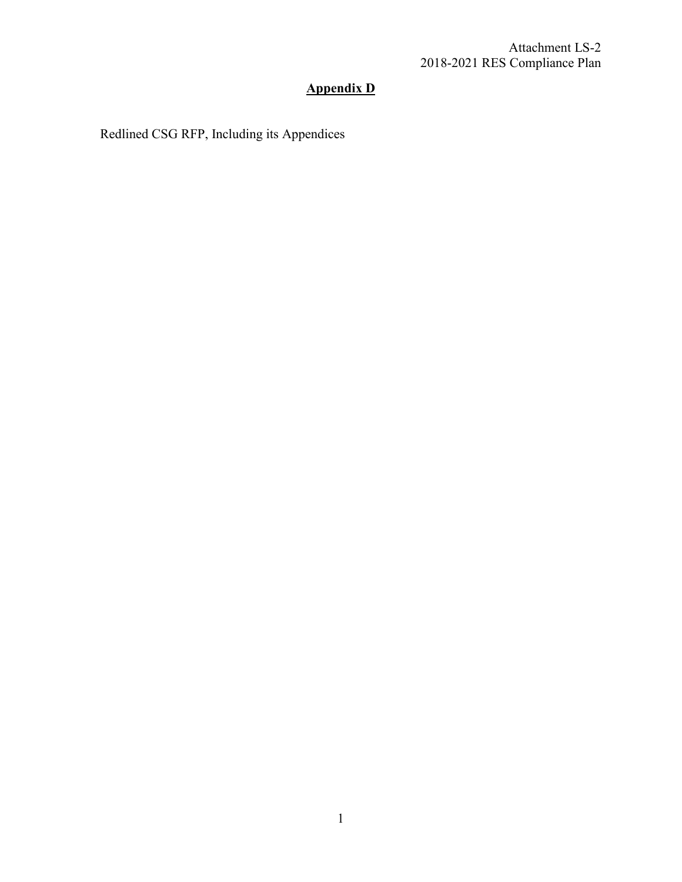Attachment LS-2
2018-2021 RES Compliance Plan

## Appendix D

Redlined CSG RFP, Including its Appendices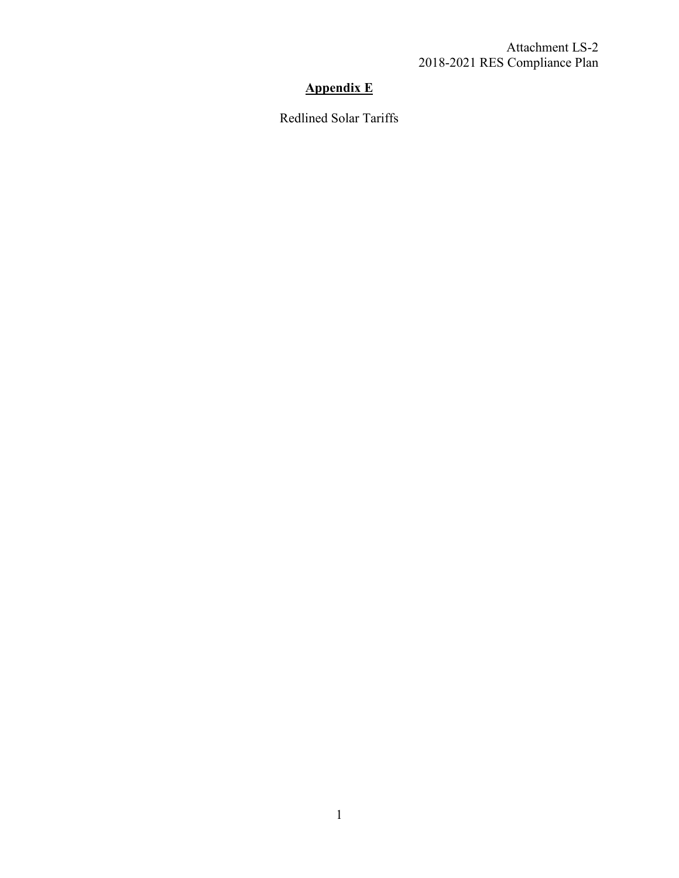Attachment LS-2
2018-2021 RES Compliance Plan

## Appendix E

Redlined Solar Tariffs